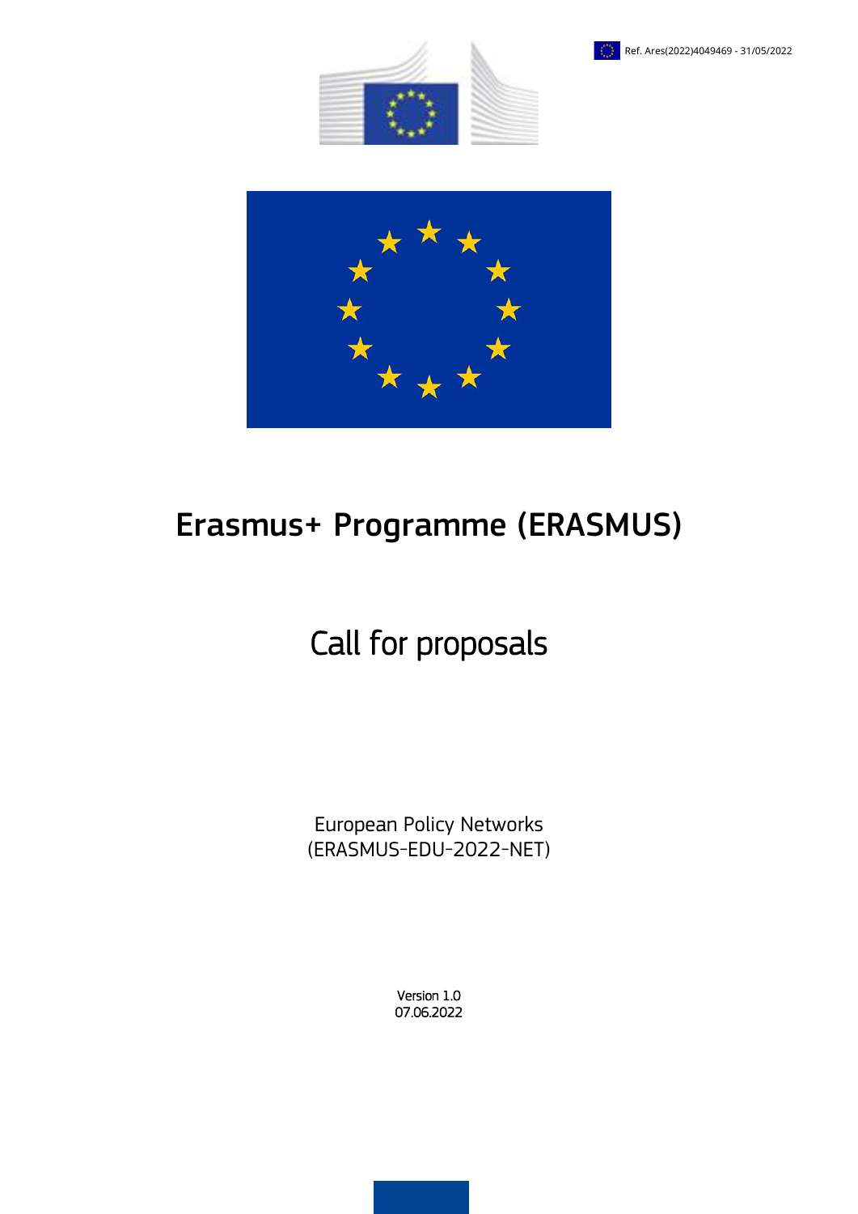Ref. Ares(2022)4049469 - 31/05/2022

# Erasmus+ Programme (ERASMUS)

## Call for proposals

European Policy Networks
(ERASMUS-EDU-2022-NET)

Version 1.0
07.06.2022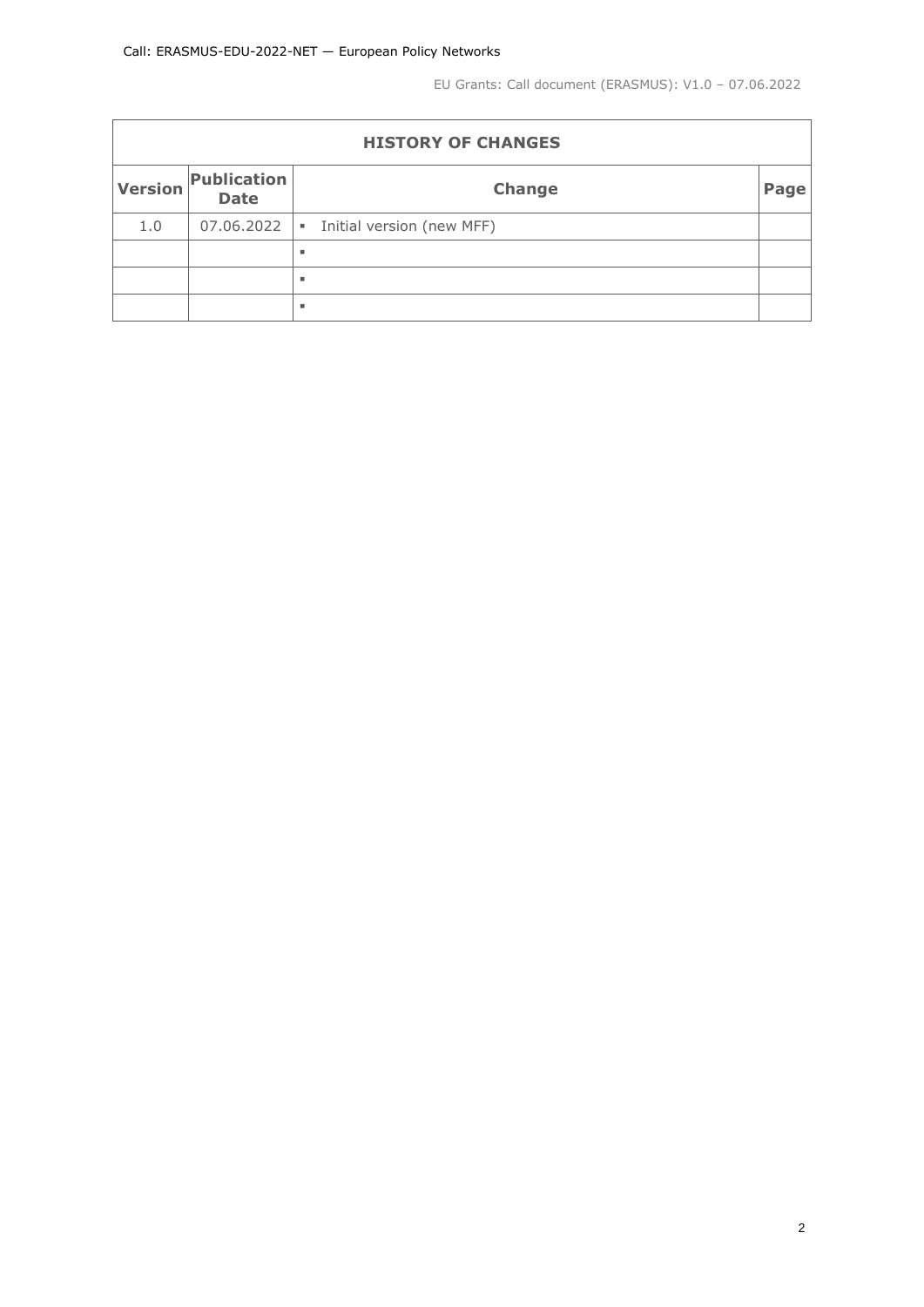| HISTORY OF CHANGES | | | |
|---|---|---|---|
| **Version** | **Publication Date** | **Change** | **Page** |
| 1.0 | 07.06.2022 | ▪ Initial version (new MFF) | |
| | | ▪ | |
| | | ▪ | |
| | | ▪ | |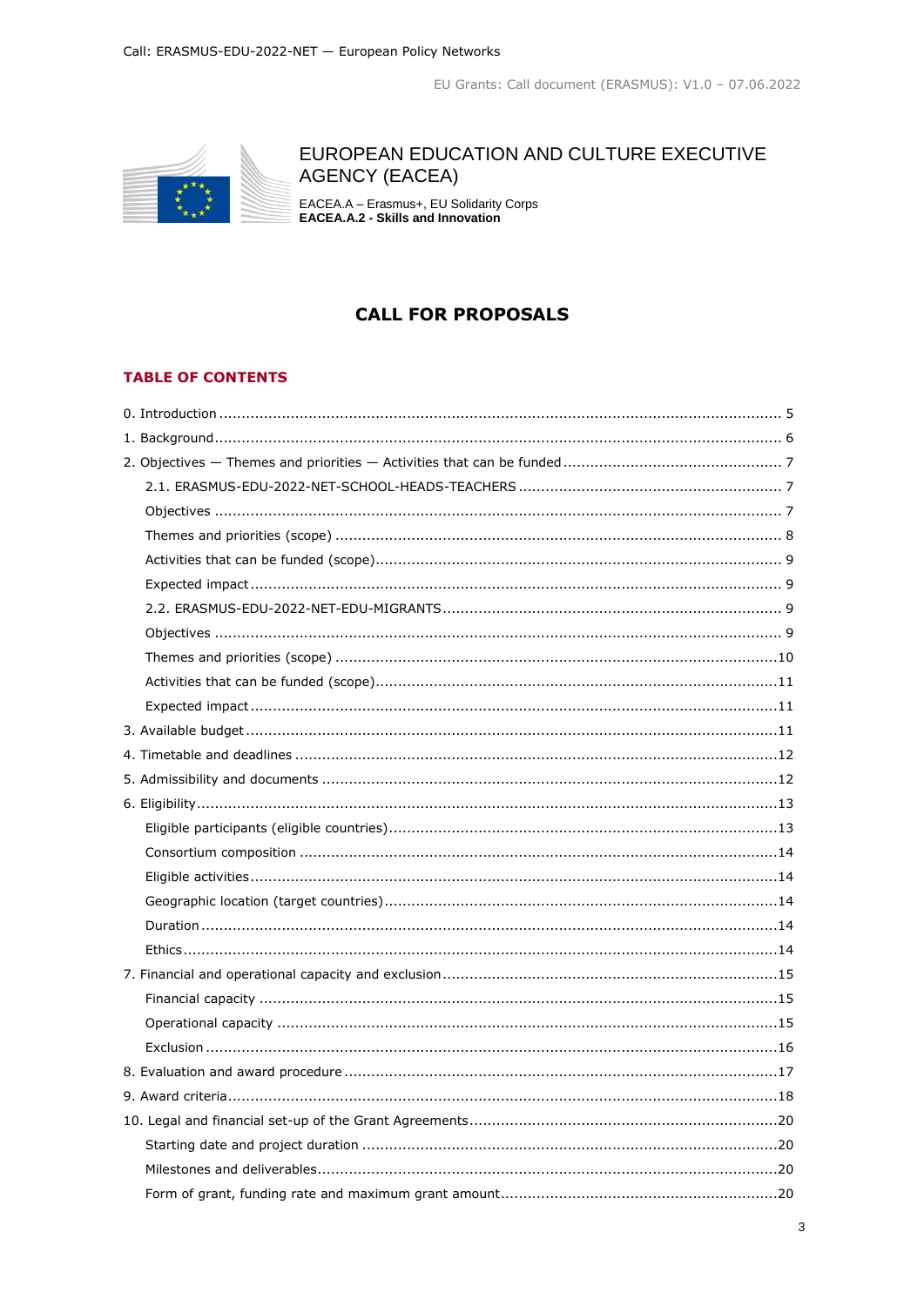EUROPEAN EDUCATION AND CULTURE EXECUTIVE AGENCY (EACEA)

EACEA.A – Erasmus+, EU Solidarity Corps
**EACEA.A.2 - Skills and Innovation**

# CALL FOR PROPOSALS

## TABLE OF CONTENTS

0. Introduction ........................................................................ 5
1. Background ........................................................................ 6
2. Objectives — Themes and priorities — Activities that can be funded ........................................................................ 7
   - 2.1. ERASMUS-EDU-2022-NET-SCHOOL-HEADS-TEACHERS ........................................................................ 7
   - Objectives ........................................................................ 7
   - Themes and priorities (scope) ........................................................................ 8
   - Activities that can be funded (scope) ........................................................................ 9
   - Expected impact ........................................................................ 9
   - 2.2. ERASMUS-EDU-2022-NET-EDU-MIGRANTS ........................................................................ 9
   - Objectives ........................................................................ 9
   - Themes and priorities (scope) ........................................................................ 10
   - Activities that can be funded (scope) ........................................................................ 11
   - Expected impact ........................................................................ 11
3. Available budget ........................................................................ 11
4. Timetable and deadlines ........................................................................ 12
5. Admissibility and documents ........................................................................ 12
6. Eligibility ........................................................................ 13
   - Eligible participants (eligible countries) ........................................................................ 13
   - Consortium composition ........................................................................ 14
   - Eligible activities ........................................................................ 14
   - Geographic location (target countries) ........................................................................ 14
   - Duration ........................................................................ 14
   - Ethics ........................................................................ 14
7. Financial and operational capacity and exclusion ........................................................................ 15
   - Financial capacity ........................................................................ 15
   - Operational capacity ........................................................................ 15
   - Exclusion ........................................................................ 16
8. Evaluation and award procedure ........................................................................ 17
9. Award criteria ........................................................................ 18
10. Legal and financial set-up of the Grant Agreements ........................................................................ 20
    - Starting date and project duration ........................................................................ 20
    - Milestones and deliverables ........................................................................ 20
    - Form of grant, funding rate and maximum grant amount ........................................................................ 20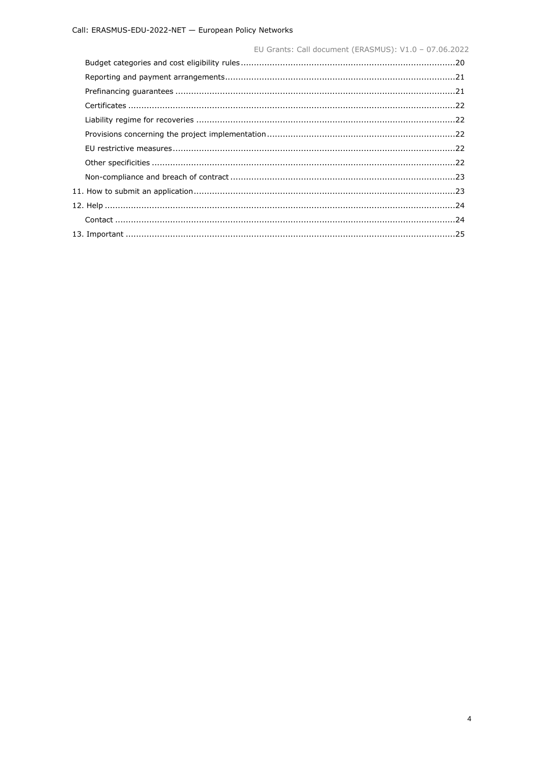Budget categories and cost eligibility rules ....................................................................................20

Reporting and payment arrangements..........................................................................................21

Prefinancing guarantees ..............................................................................................................21

Certificates ..................................................................................................................................22

Liability regime for recoveries .....................................................................................................22

Provisions concerning the project implementation..........................................................................22

EU restrictive measures...............................................................................................................22

Other specificities ........................................................................................................................22

Non-compliance and breach of contract ........................................................................................23

11. How to submit an application......................................................................................................23

12. Help ...........................................................................................................................................24

Contact .......................................................................................................................................24

13. Important ...................................................................................................................................25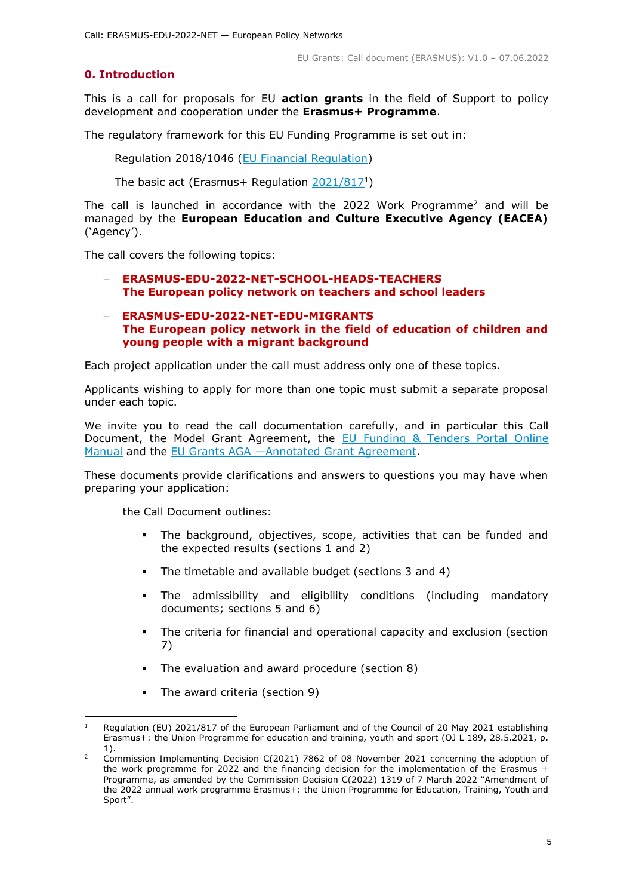## 0. Introduction

This is a call for proposals for EU **action grants** in the field of Support to policy development and cooperation under the **Erasmus+ Programme**.

The regulatory framework for this EU Funding Programme is set out in:

- Regulation 2018/1046 (EU Financial Regulation)
- The basic act (Erasmus+ Regulation 2021/817[1])

The call is launched in accordance with the 2022 Work Programme[2] and will be managed by the **European Education and Culture Executive Agency (EACEA)** ('Agency').

The call covers the following topics:

- **ERASMUS-EDU-2022-NET-SCHOOL-HEADS-TEACHERS**
  **The European policy network on teachers and school leaders**
- **ERASMUS-EDU-2022-NET-EDU-MIGRANTS**
  **The European policy network in the field of education of children and young people with a migrant background**

Each project application under the call must address only one of these topics.

Applicants wishing to apply for more than one topic must submit a separate proposal under each topic.

We invite you to read the call documentation carefully, and in particular this Call Document, the Model Grant Agreement, the EU Funding & Tenders Portal Online Manual and the EU Grants AGA —Annotated Grant Agreement.

These documents provide clarifications and answers to questions you may have when preparing your application:

- the Call Document outlines:
  - The background, objectives, scope, activities that can be funded and the expected results (sections 1 and 2)
  - The timetable and available budget (sections 3 and 4)
  - The admissibility and eligibility conditions (including mandatory documents; sections 5 and 6)
  - The criteria for financial and operational capacity and exclusion (section 7)
  - The evaluation and award procedure (section 8)
  - The award criteria (section 9)

---

[1] Regulation (EU) 2021/817 of the European Parliament and of the Council of 20 May 2021 establishing Erasmus+: the Union Programme for education and training, youth and sport (OJ L 189, 28.5.2021, p. 1).

[2] Commission Implementing Decision C(2021) 7862 of 08 November 2021 concerning the adoption of the work programme for 2022 and the financing decision for the implementation of the Erasmus + Programme, as amended by the Commission Decision C(2022) 1319 of 7 March 2022 "Amendment of the 2022 annual work programme Erasmus+: the Union Programme for Education, Training, Youth and Sport".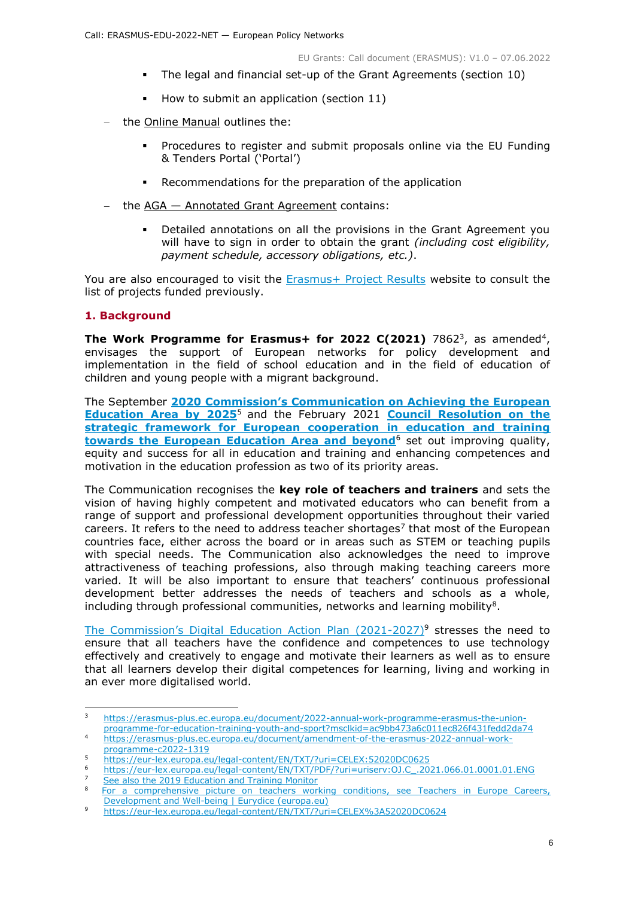- The legal and financial set-up of the Grant Agreements (section 10)
- How to submit an application (section 11)

– the Online Manual outlines the:

- Procedures to register and submit proposals online via the EU Funding & Tenders Portal ('Portal')
- Recommendations for the preparation of the application

– the AGA — Annotated Grant Agreement contains:

- Detailed annotations on all the provisions in the Grant Agreement you will have to sign in order to obtain the grant *(including cost eligibility, payment schedule, accessory obligations, etc.)*.

You are also encouraged to visit the Erasmus+ Project Results website to consult the list of projects funded previously.

## 1. Background

**The Work Programme for Erasmus+ for 2022 C(2021)** 7862[3], as amended[4], envisages the support of European networks for policy development and implementation in the field of school education and in the field of education of children and young people with a migrant background.

The September **2020 Commission's Communication on Achieving the European Education Area by 2025**[5] and the February 2021 **Council Resolution on the strategic framework for European cooperation in education and training towards the European Education Area and beyond**[6] set out improving quality, equity and success for all in education and training and enhancing competences and motivation in the education profession as two of its priority areas.

The Communication recognises the **key role of teachers and trainers** and sets the vision of having highly competent and motivated educators who can benefit from a range of support and professional development opportunities throughout their varied careers. It refers to the need to address teacher shortages[7] that most of the European countries face, either across the board or in areas such as STEM or teaching pupils with special needs. The Communication also acknowledges the need to improve attractiveness of teaching professions, also through making teaching careers more varied. It will be also important to ensure that teachers' continuous professional development better addresses the needs of teachers and schools as a whole, including through professional communities, networks and learning mobility[8].

The Commission's Digital Education Action Plan (2021-2027)[9] stresses the need to ensure that all teachers have the confidence and competences to use technology effectively and creatively to engage and motivate their learners as well as to ensure that all learners develop their digital competences for learning, living and working in an ever more digitalised world.

---

[3] https://erasmus-plus.ec.europa.eu/document/2022-annual-work-programme-erasmus-the-union-programme-for-education-training-youth-and-sport?msclkid=ac9bb473a6c011ec826f431fedd2da74

[4] https://erasmus-plus.ec.europa.eu/document/amendment-of-the-erasmus-2022-annual-work-programme-c2022-1319

[5] https://eur-lex.europa.eu/legal-content/EN/TXT/?uri=CELEX:52020DC0625

[6] https://eur-lex.europa.eu/legal-content/EN/TXT/PDF/?uri=uriserv:OJ.C_.2021.066.01.0001.01.ENG

[7] See also the 2019 Education and Training Monitor

[8] For a comprehensive picture on teachers working conditions, see Teachers in Europe Careers, Development and Well-being | Eurydice (europa.eu)

[9] https://eur-lex.europa.eu/legal-content/EN/TXT/?uri=CELEX%3A52020DC0624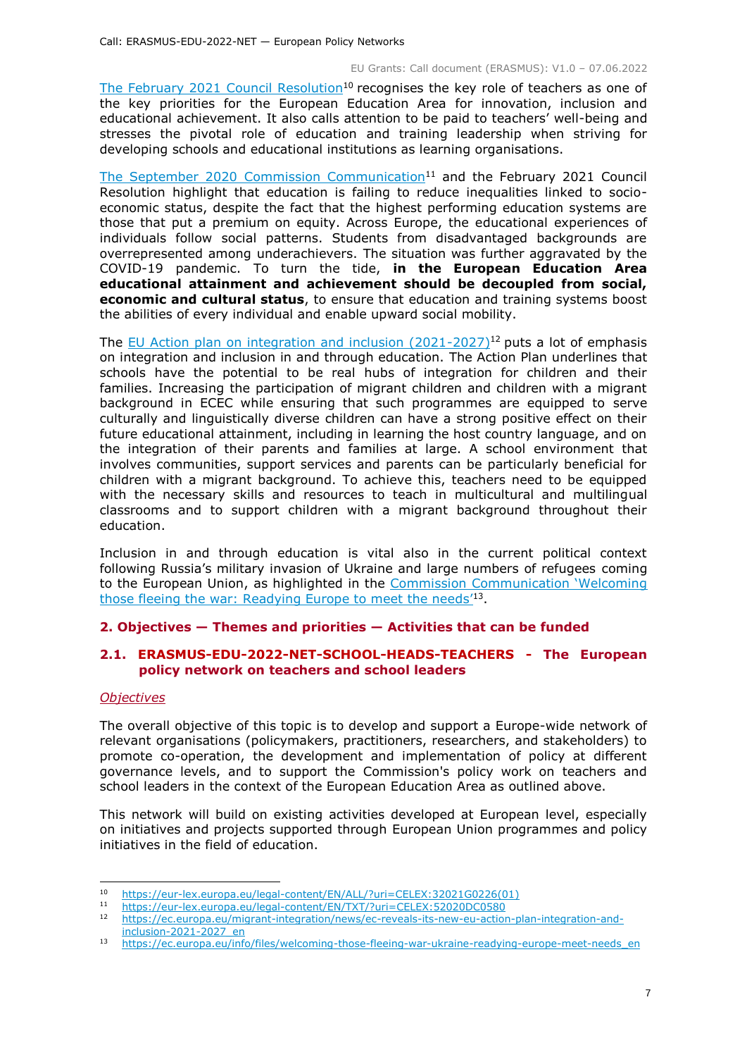[The February 2021 Council Resolution](https://eur-lex.europa.eu/legal-content/EN/ALL/?uri=CELEX:32021G0226(01))[10] recognises the key role of teachers as one of the key priorities for the European Education Area for innovation, inclusion and educational achievement. It also calls attention to be paid to teachers' well-being and stresses the pivotal role of education and training leadership when striving for developing schools and educational institutions as learning organisations.

[The September 2020 Commission Communication](https://eur-lex.europa.eu/legal-content/EN/TXT/?uri=CELEX:52020DC0580)[11] and the February 2021 Council Resolution highlight that education is failing to reduce inequalities linked to socio-economic status, despite the fact that the highest performing education systems are those that put a premium on equity. Across Europe, the educational experiences of individuals follow social patterns. Students from disadvantaged backgrounds are overrepresented among underachievers. The situation was further aggravated by the COVID-19 pandemic. To turn the tide, **in the European Education Area educational attainment and achievement should be decoupled from social, economic and cultural status**, to ensure that education and training systems boost the abilities of every individual and enable upward social mobility.

The [EU Action plan on integration and inclusion (2021-2027)](https://ec.europa.eu/migrant-integration/news/ec-reveals-its-new-eu-action-plan-integration-and-inclusion-2021-2027_en)[12] puts a lot of emphasis on integration and inclusion in and through education. The Action Plan underlines that schools have the potential to be real hubs of integration for children and their families. Increasing the participation of migrant children and children with a migrant background in ECEC while ensuring that such programmes are equipped to serve culturally and linguistically diverse children can have a strong positive effect on their future educational attainment, including in learning the host country language, and on the integration of their parents and families at large. A school environment that involves communities, support services and parents can be particularly beneficial for children with a migrant background. To achieve this, teachers need to be equipped with the necessary skills and resources to teach in multicultural and multilingual classrooms and to support children with a migrant background throughout their education.

Inclusion in and through education is vital also in the current political context following Russia's military invasion of Ukraine and large numbers of refugees coming to the European Union, as highlighted in the [Commission Communication 'Welcoming those fleeing the war: Readying Europe to meet the needs'](https://ec.europa.eu/info/files/welcoming-those-fleeing-war-ukraine-readying-europe-meet-needs_en)[13].

## 2. Objectives — Themes and priorities — Activities that can be funded

### 2.1. ERASMUS-EDU-2022-NET-SCHOOL-HEADS-TEACHERS - The European policy network on teachers and school leaders

*Objectives*

The overall objective of this topic is to develop and support a Europe-wide network of relevant organisations (policymakers, practitioners, researchers, and stakeholders) to promote co-operation, the development and implementation of policy at different governance levels, and to support the Commission's policy work on teachers and school leaders in the context of the European Education Area as outlined above.

This network will build on existing activities developed at European level, especially on initiatives and projects supported through European Union programmes and policy initiatives in the field of education.

---

[10] https://eur-lex.europa.eu/legal-content/EN/ALL/?uri=CELEX:32021G0226(01)

[11] https://eur-lex.europa.eu/legal-content/EN/TXT/?uri=CELEX:52020DC0580

[12] https://ec.europa.eu/migrant-integration/news/ec-reveals-its-new-eu-action-plan-integration-and-inclusion-2021-2027_en

[13] https://ec.europa.eu/info/files/welcoming-those-fleeing-war-ukraine-readying-europe-meet-needs_en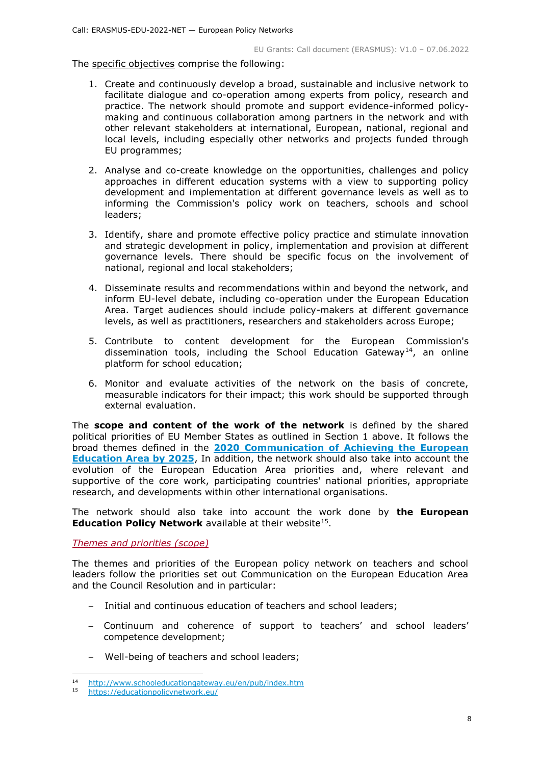The specific objectives comprise the following:

1. Create and continuously develop a broad, sustainable and inclusive network to facilitate dialogue and co-operation among experts from policy, research and practice. The network should promote and support evidence-informed policy-making and continuous collaboration among partners in the network and with other relevant stakeholders at international, European, national, regional and local levels, including especially other networks and projects funded through EU programmes;

2. Analyse and co-create knowledge on the opportunities, challenges and policy approaches in different education systems with a view to supporting policy development and implementation at different governance levels as well as to informing the Commission's policy work on teachers, schools and school leaders;

3. Identify, share and promote effective policy practice and stimulate innovation and strategic development in policy, implementation and provision at different governance levels. There should be specific focus on the involvement of national, regional and local stakeholders;

4. Disseminate results and recommendations within and beyond the network, and inform EU-level debate, including co-operation under the European Education Area. Target audiences should include policy-makers at different governance levels, as well as practitioners, researchers and stakeholders across Europe;

5. Contribute to content development for the European Commission's dissemination tools, including the School Education Gateway[14], an online platform for school education;

6. Monitor and evaluate activities of the network on the basis of concrete, measurable indicators for their impact; this work should be supported through external evaluation.

The **scope and content of the work of the network** is defined by the shared political priorities of EU Member States as outlined in Section 1 above. It follows the broad themes defined in the **2020 Communication of Achieving the European Education Area by 2025**, In addition, the network should also take into account the evolution of the European Education Area priorities and, where relevant and supportive of the core work, participating countries' national priorities, appropriate research, and developments within other international organisations.

The network should also take into account the work done by **the European Education Policy Network** available at their website[15].

*Themes and priorities (scope)*

The themes and priorities of the European policy network on teachers and school leaders follow the priorities set out Communication on the European Education Area and the Council Resolution and in particular:

- Initial and continuous education of teachers and school leaders;
- Continuum and coherence of support to teachers' and school leaders' competence development;
- Well-being of teachers and school leaders;

[14] http://www.schooleducationgateway.eu/en/pub/index.htm

[15] https://educationpolicynetwork.eu/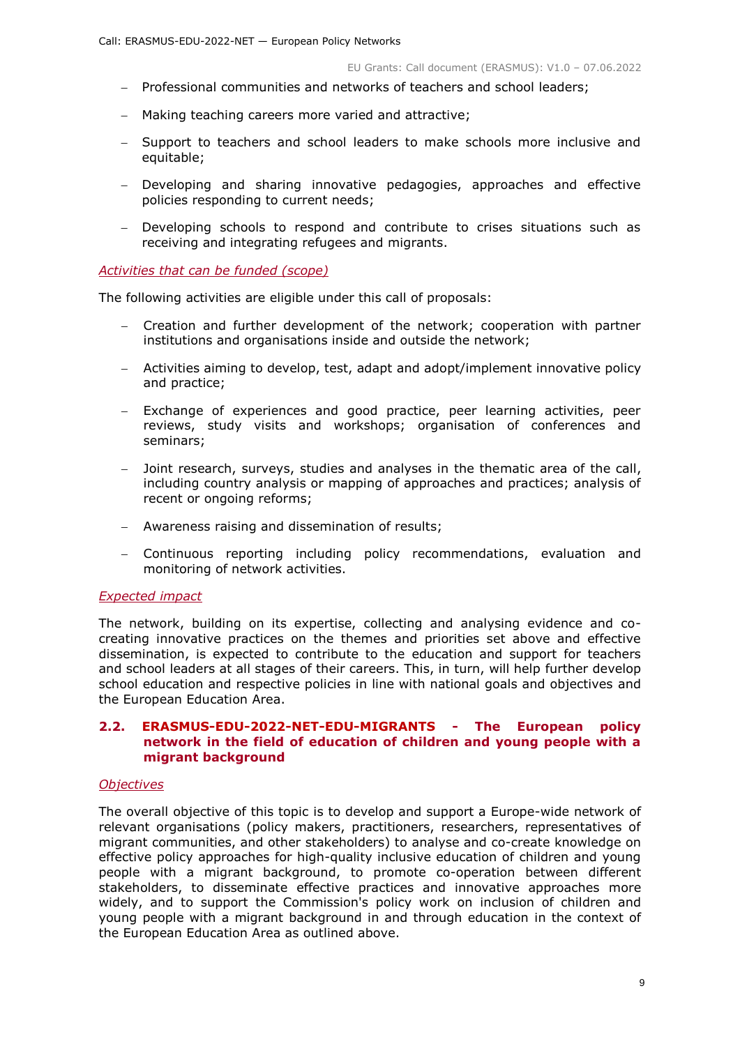- Professional communities and networks of teachers and school leaders;
- Making teaching careers more varied and attractive;
- Support to teachers and school leaders to make schools more inclusive and equitable;
- Developing and sharing innovative pedagogies, approaches and effective policies responding to current needs;
- Developing schools to respond and contribute to crises situations such as receiving and integrating refugees and migrants.

*Activities that can be funded (scope)*

The following activities are eligible under this call of proposals:

- Creation and further development of the network; cooperation with partner institutions and organisations inside and outside the network;
- Activities aiming to develop, test, adapt and adopt/implement innovative policy and practice;
- Exchange of experiences and good practice, peer learning activities, peer reviews, study visits and workshops; organisation of conferences and seminars;
- Joint research, surveys, studies and analyses in the thematic area of the call, including country analysis or mapping of approaches and practices; analysis of recent or ongoing reforms;
- Awareness raising and dissemination of results;
- Continuous reporting including policy recommendations, evaluation and monitoring of network activities.

*Expected impact*

The network, building on its expertise, collecting and analysing evidence and co-creating innovative practices on the themes and priorities set above and effective dissemination, is expected to contribute to the education and support for teachers and school leaders at all stages of their careers. This, in turn, will help further develop school education and respective policies in line with national goals and objectives and the European Education Area.

## 2.2. ERASMUS-EDU-2022-NET-EDU-MIGRANTS - The European policy network in the field of education of children and young people with a migrant background

*Objectives*

The overall objective of this topic is to develop and support a Europe-wide network of relevant organisations (policy makers, practitioners, researchers, representatives of migrant communities, and other stakeholders) to analyse and co-create knowledge on effective policy approaches for high-quality inclusive education of children and young people with a migrant background, to promote co-operation between different stakeholders, to disseminate effective practices and innovative approaches more widely, and to support the Commission's policy work on inclusion of children and young people with a migrant background in and through education in the context of the European Education Area as outlined above.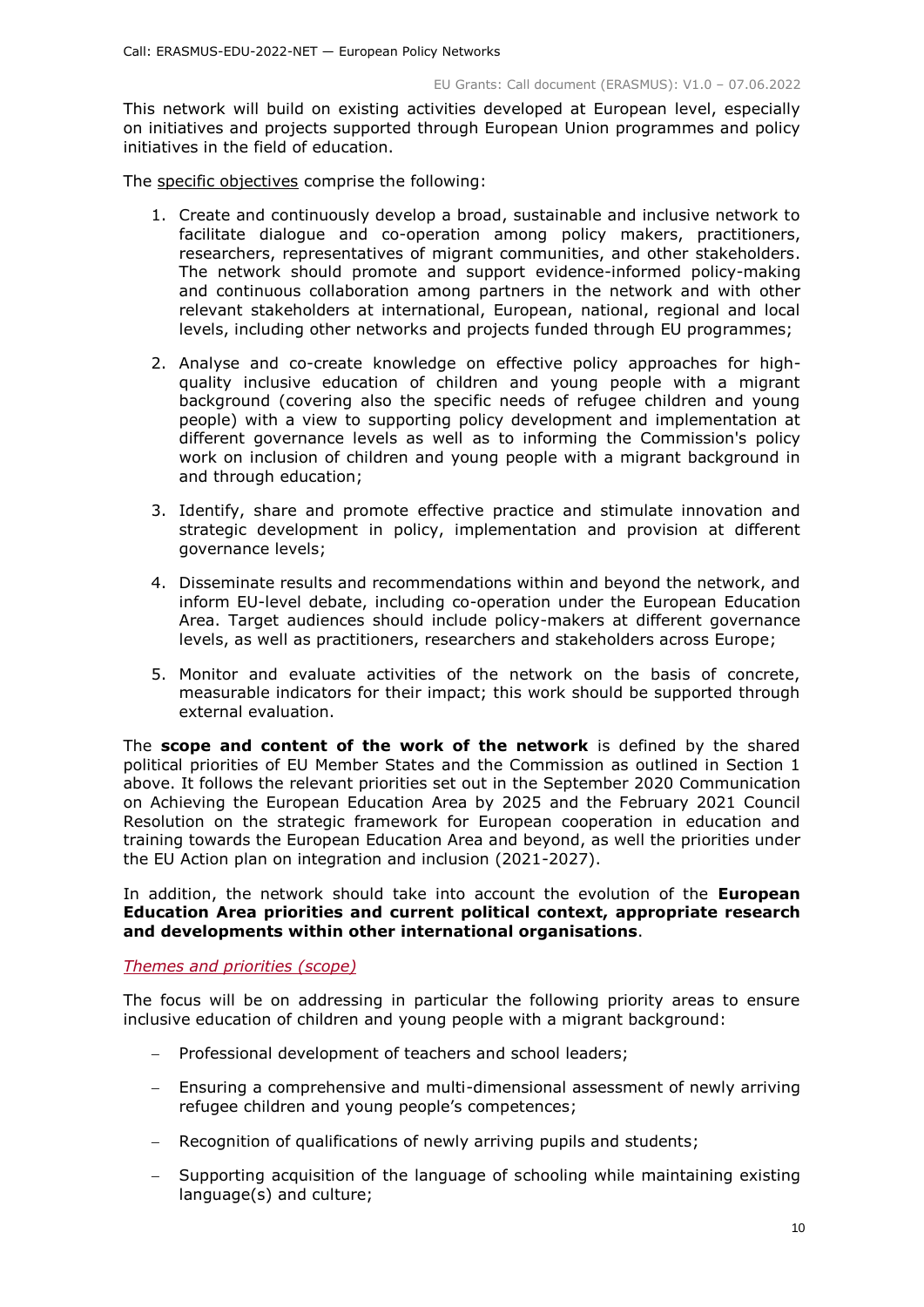This network will build on existing activities developed at European level, especially on initiatives and projects supported through European Union programmes and policy initiatives in the field of education.

The specific objectives comprise the following:

1. Create and continuously develop a broad, sustainable and inclusive network to facilitate dialogue and co-operation among policy makers, practitioners, researchers, representatives of migrant communities, and other stakeholders. The network should promote and support evidence-informed policy-making and continuous collaboration among partners in the network and with other relevant stakeholders at international, European, national, regional and local levels, including other networks and projects funded through EU programmes;

2. Analyse and co-create knowledge on effective policy approaches for high-quality inclusive education of children and young people with a migrant background (covering also the specific needs of refugee children and young people) with a view to supporting policy development and implementation at different governance levels as well as to informing the Commission's policy work on inclusion of children and young people with a migrant background in and through education;

3. Identify, share and promote effective practice and stimulate innovation and strategic development in policy, implementation and provision at different governance levels;

4. Disseminate results and recommendations within and beyond the network, and inform EU-level debate, including co-operation under the European Education Area. Target audiences should include policy-makers at different governance levels, as well as practitioners, researchers and stakeholders across Europe;

5. Monitor and evaluate activities of the network on the basis of concrete, measurable indicators for their impact; this work should be supported through external evaluation.

The **scope and content of the work of the network** is defined by the shared political priorities of EU Member States and the Commission as outlined in Section 1 above. It follows the relevant priorities set out in the September 2020 Communication on Achieving the European Education Area by 2025 and the February 2021 Council Resolution on the strategic framework for European cooperation in education and training towards the European Education Area and beyond, as well the priorities under the EU Action plan on integration and inclusion (2021-2027).

In addition, the network should take into account the evolution of the **European Education Area priorities and current political context, appropriate research and developments within other international organisations**.

*Themes and priorities (scope)*

The focus will be on addressing in particular the following priority areas to ensure inclusive education of children and young people with a migrant background:

- Professional development of teachers and school leaders;
- Ensuring a comprehensive and multi-dimensional assessment of newly arriving refugee children and young people's competences;
- Recognition of qualifications of newly arriving pupils and students;
- Supporting acquisition of the language of schooling while maintaining existing language(s) and culture;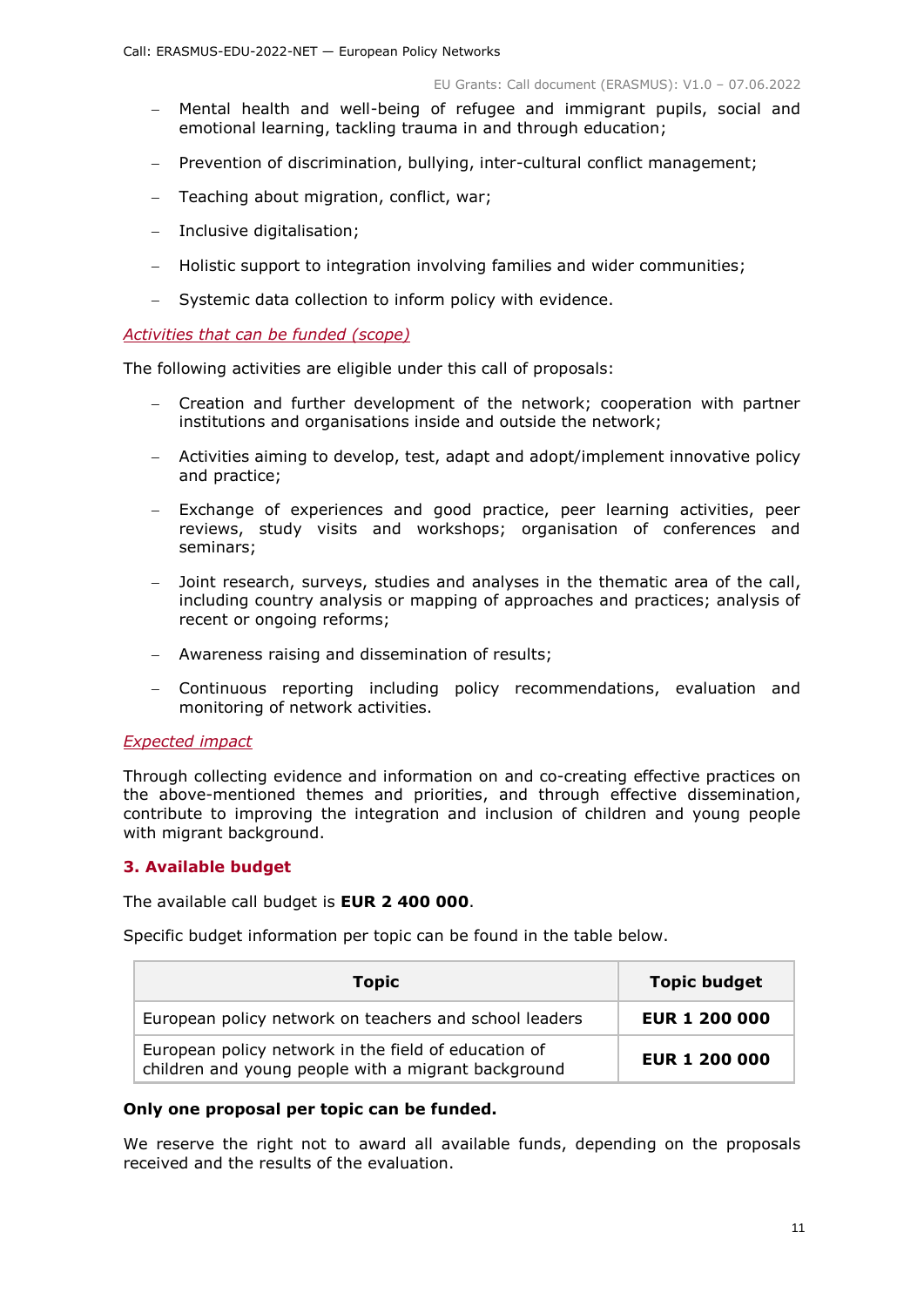- Mental health and well-being of refugee and immigrant pupils, social and emotional learning, tackling trauma in and through education;
- Prevention of discrimination, bullying, inter-cultural conflict management;
- Teaching about migration, conflict, war;
- Inclusive digitalisation;
- Holistic support to integration involving families and wider communities;
- Systemic data collection to inform policy with evidence.

*Activities that can be funded (scope)*

The following activities are eligible under this call of proposals:

- Creation and further development of the network; cooperation with partner institutions and organisations inside and outside the network;
- Activities aiming to develop, test, adapt and adopt/implement innovative policy and practice;
- Exchange of experiences and good practice, peer learning activities, peer reviews, study visits and workshops; organisation of conferences and seminars;
- Joint research, surveys, studies and analyses in the thematic area of the call, including country analysis or mapping of approaches and practices; analysis of recent or ongoing reforms;
- Awareness raising and dissemination of results;
- Continuous reporting including policy recommendations, evaluation and monitoring of network activities.

*Expected impact*

Through collecting evidence and information on and co-creating effective practices on the above-mentioned themes and priorities, and through effective dissemination, contribute to improving the integration and inclusion of children and young people with migrant background.

## 3. Available budget

The available call budget is **EUR 2 400 000**.

Specific budget information per topic can be found in the table below.

| Topic | Topic budget |
| --- | --- |
| European policy network on teachers and school leaders | **EUR 1 200 000** |
| European policy network in the field of education of children and young people with a migrant background | **EUR 1 200 000** |

**Only one proposal per topic can be funded.**

We reserve the right not to award all available funds, depending on the proposals received and the results of the evaluation.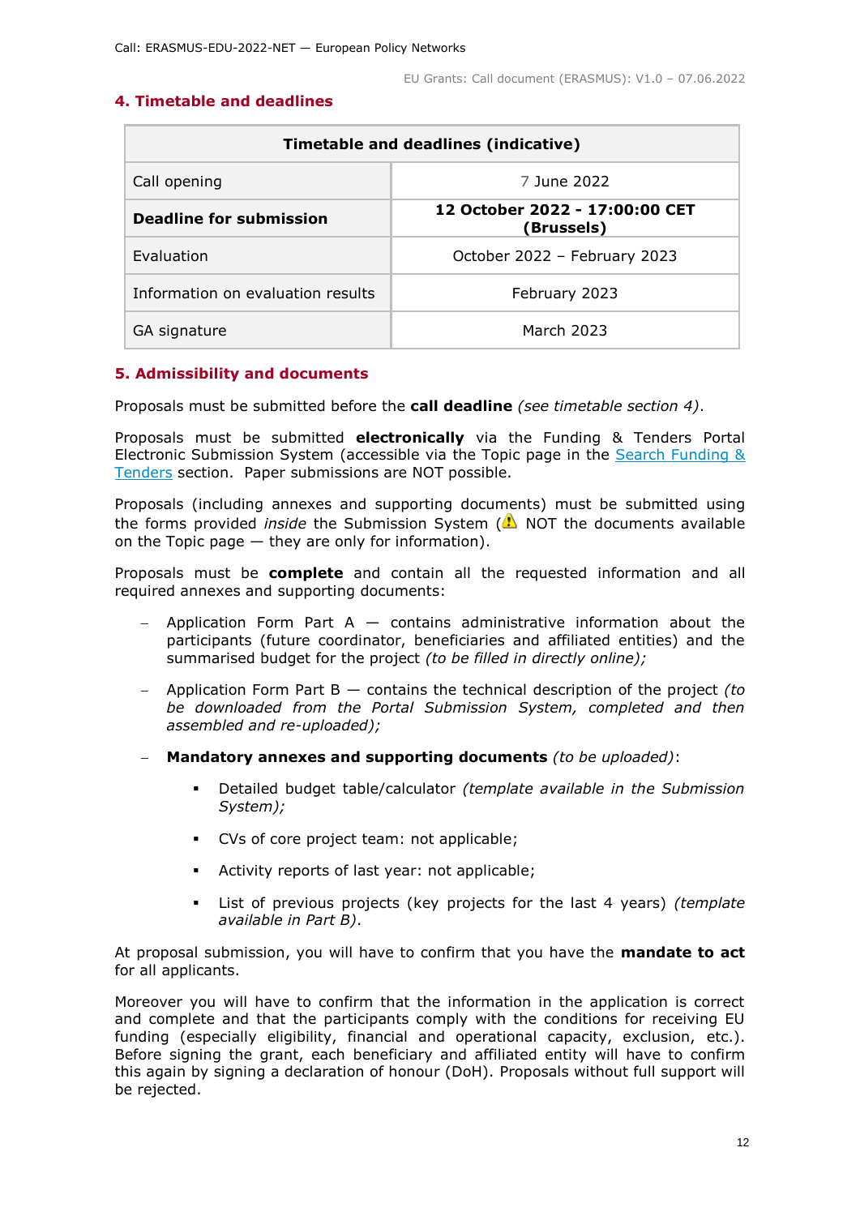## 4. Timetable and deadlines

| Timetable and deadlines (indicative) | |
|---|---|
| Call opening | 7 June 2022 |
| **Deadline for submission** | **12 October 2022 - 17:00:00 CET (Brussels)** |
| Evaluation | October 2022 – February 2023 |
| Information on evaluation results | February 2023 |
| GA signature | March 2023 |

## 5. Admissibility and documents

Proposals must be submitted before the **call deadline** *(see timetable section 4)*.

Proposals must be submitted **electronically** via the Funding & Tenders Portal Electronic Submission System (accessible via the Topic page in the [Search Funding & Tenders](https://ec.europa.eu/info/funding-tenders/opportunities/portal/screen/opportunities/topic-search) section. Paper submissions are NOT possible.

Proposals (including annexes and supporting documents) must be submitted using the forms provided *inside* the Submission System (⚠ NOT the documents available on the Topic page — they are only for information).

Proposals must be **complete** and contain all the requested information and all required annexes and supporting documents:

- Application Form Part A — contains administrative information about the participants (future coordinator, beneficiaries and affiliated entities) and the summarised budget for the project *(to be filled in directly online);*
- Application Form Part B — contains the technical description of the project *(to be downloaded from the Portal Submission System, completed and then assembled and re-uploaded);*
- **Mandatory annexes and supporting documents** *(to be uploaded)*:
  - Detailed budget table/calculator *(template available in the Submission System);*
  - CVs of core project team: not applicable;
  - Activity reports of last year: not applicable;
  - List of previous projects (key projects for the last 4 years) *(template available in Part B)*.

At proposal submission, you will have to confirm that you have the **mandate to act** for all applicants.

Moreover you will have to confirm that the information in the application is correct and complete and that the participants comply with the conditions for receiving EU funding (especially eligibility, financial and operational capacity, exclusion, etc.). Before signing the grant, each beneficiary and affiliated entity will have to confirm this again by signing a declaration of honour (DoH). Proposals without full support will be rejected.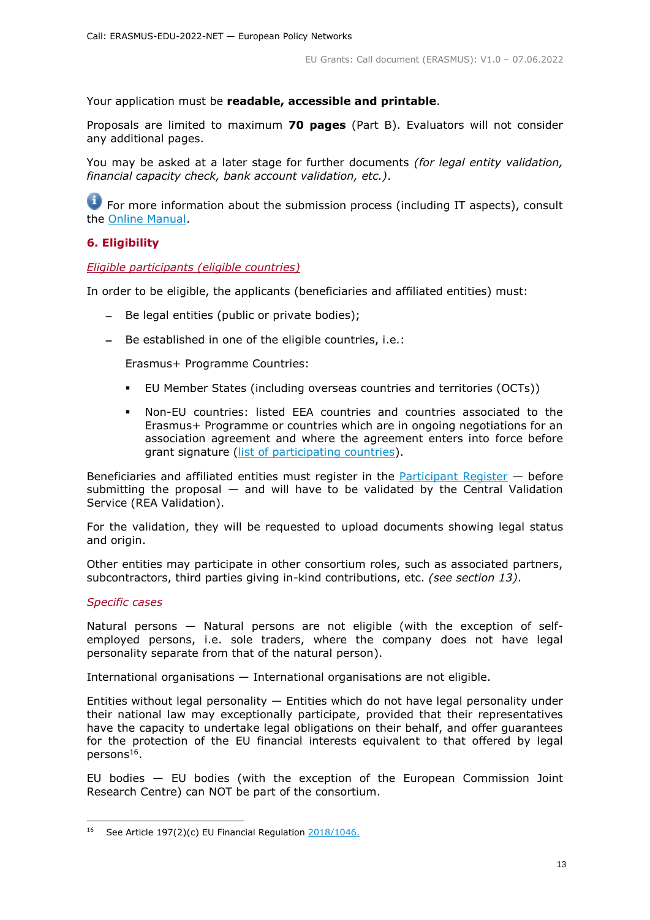Your application must be **readable, accessible and printable**.

Proposals are limited to maximum **70 pages** (Part B). Evaluators will not consider any additional pages.

You may be asked at a later stage for further documents *(for legal entity validation, financial capacity check, bank account validation, etc.)*.

For more information about the submission process (including IT aspects), consult the Online Manual.

## 6. Eligibility

*Eligible participants (eligible countries)*

In order to be eligible, the applicants (beneficiaries and affiliated entities) must:

- Be legal entities (public or private bodies);
- Be established in one of the eligible countries, i.e.:

  Erasmus+ Programme Countries:

  - EU Member States (including overseas countries and territories (OCTs))
  - Non-EU countries: listed EEA countries and countries associated to the Erasmus+ Programme or countries which are in ongoing negotiations for an association agreement and where the agreement enters into force before grant signature (list of participating countries).

Beneficiaries and affiliated entities must register in the Participant Register — before submitting the proposal — and will have to be validated by the Central Validation Service (REA Validation).

For the validation, they will be requested to upload documents showing legal status and origin.

Other entities may participate in other consortium roles, such as associated partners, subcontractors, third parties giving in-kind contributions, etc. *(see section 13)*.

*Specific cases*

Natural persons — Natural persons are not eligible (with the exception of self-employed persons, i.e. sole traders, where the company does not have legal personality separate from that of the natural person).

International organisations — International organisations are not eligible.

Entities without legal personality — Entities which do not have legal personality under their national law may exceptionally participate, provided that their representatives have the capacity to undertake legal obligations on their behalf, and offer guarantees for the protection of the EU financial interests equivalent to that offered by legal persons[16].

EU bodies — EU bodies (with the exception of the European Commission Joint Research Centre) can NOT be part of the consortium.

---

[16] See Article 197(2)(c) EU Financial Regulation 2018/1046.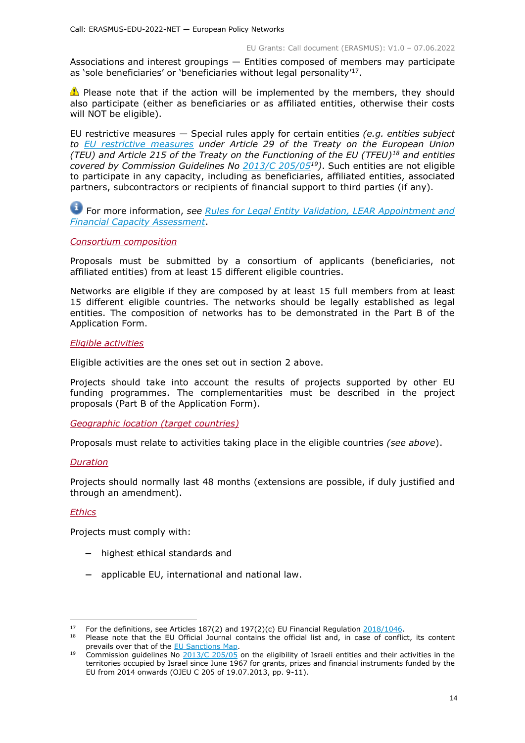Associations and interest groupings — Entities composed of members may participate as 'sole beneficiaries' or 'beneficiaries without legal personality'[17].

⚠ Please note that if the action will be implemented by the members, they should also participate (either as beneficiaries or as affiliated entities, otherwise their costs will NOT be eligible).

EU restrictive measures — Special rules apply for certain entities *(e.g. entities subject to EU restrictive measures under Article 29 of the Treaty on the European Union (TEU) and Article 215 of the Treaty on the Functioning of the EU (TFEU)*[18] *and entities covered by Commission Guidelines No 2013/C 205/05*[19]*)*. Such entities are not eligible to participate in any capacity, including as beneficiaries, affiliated entities, associated partners, subcontractors or recipients of financial support to third parties (if any).

ℹ For more information, *see Rules for Legal Entity Validation, LEAR Appointment and Financial Capacity Assessment*.

*Consortium composition*

Proposals must be submitted by a consortium of applicants (beneficiaries, not affiliated entities) from at least 15 different eligible countries.

Networks are eligible if they are composed by at least 15 full members from at least 15 different eligible countries. The networks should be legally established as legal entities. The composition of networks has to be demonstrated in the Part B of the Application Form.

*Eligible activities*

Eligible activities are the ones set out in section 2 above.

Projects should take into account the results of projects supported by other EU funding programmes. The complementarities must be described in the project proposals (Part B of the Application Form).

*Geographic location (target countries)*

Proposals must relate to activities taking place in the eligible countries *(see above)*.

*Duration*

Projects should normally last 48 months (extensions are possible, if duly justified and through an amendment).

*Ethics*

Projects must comply with:

- highest ethical standards and
- applicable EU, international and national law.

---

[17] For the definitions, see Articles 187(2) and 197(2)(c) EU Financial Regulation 2018/1046.

[18] Please note that the EU Official Journal contains the official list and, in case of conflict, its content prevails over that of the EU Sanctions Map.

[19] Commission guidelines No 2013/C 205/05 on the eligibility of Israeli entities and their activities in the territories occupied by Israel since June 1967 for grants, prizes and financial instruments funded by the EU from 2014 onwards (OJEU C 205 of 19.07.2013, pp. 9-11).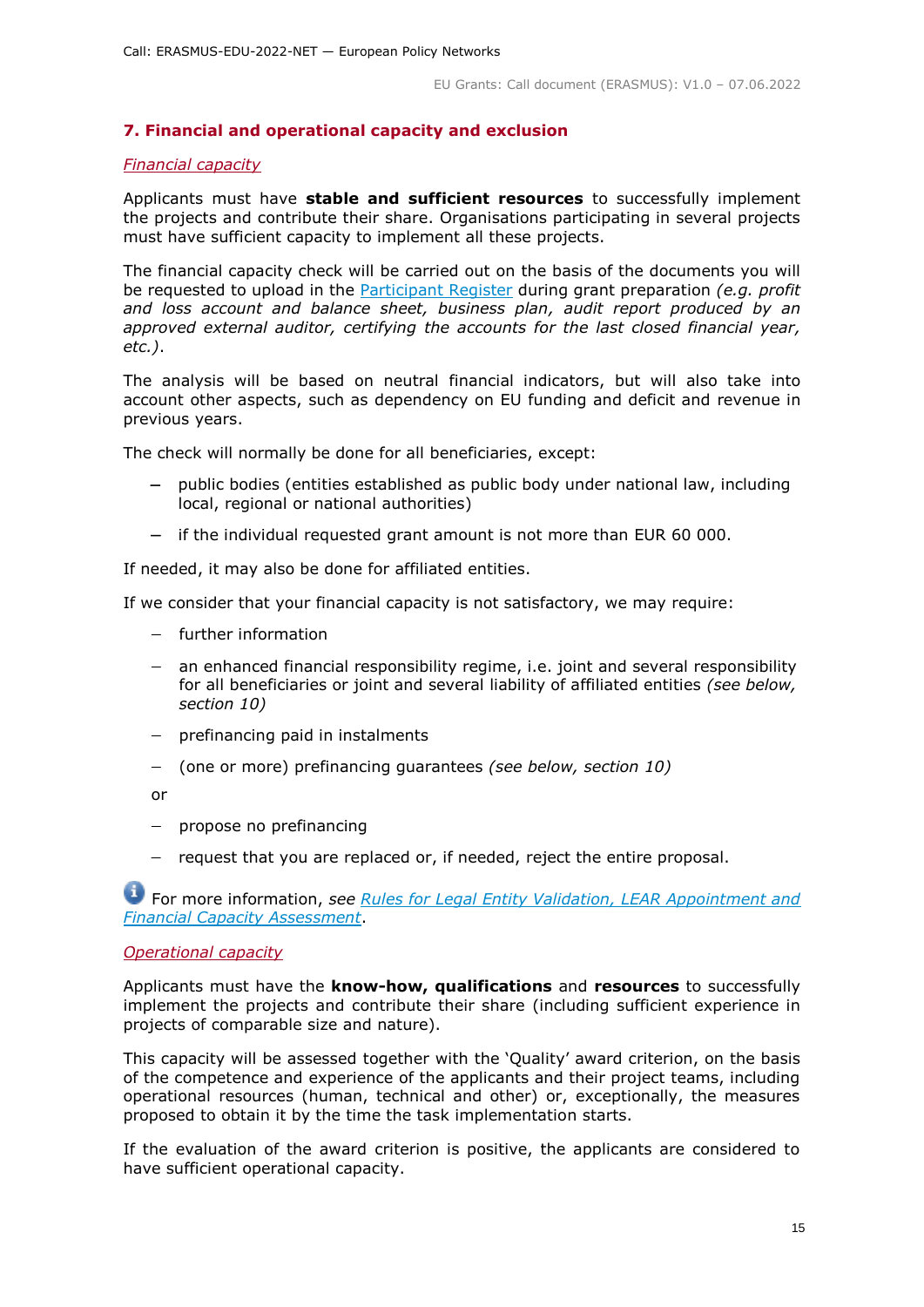## 7. Financial and operational capacity and exclusion

*Financial capacity*

Applicants must have **stable and sufficient resources** to successfully implement the projects and contribute their share. Organisations participating in several projects must have sufficient capacity to implement all these projects.

The financial capacity check will be carried out on the basis of the documents you will be requested to upload in the Participant Register during grant preparation *(e.g. profit and loss account and balance sheet, business plan, audit report produced by an approved external auditor, certifying the accounts for the last closed financial year, etc.)*.

The analysis will be based on neutral financial indicators, but will also take into account other aspects, such as dependency on EU funding and deficit and revenue in previous years.

The check will normally be done for all beneficiaries, except:

- public bodies (entities established as public body under national law, including local, regional or national authorities)
- if the individual requested grant amount is not more than EUR 60 000.

If needed, it may also be done for affiliated entities.

If we consider that your financial capacity is not satisfactory, we may require:

- further information
- an enhanced financial responsibility regime, i.e. joint and several responsibility for all beneficiaries or joint and several liability of affiliated entities *(see below, section 10)*
- prefinancing paid in instalments
- (one or more) prefinancing guarantees *(see below, section 10)*

or

- propose no prefinancing
- request that you are replaced or, if needed, reject the entire proposal.

For more information, *see Rules for Legal Entity Validation, LEAR Appointment and Financial Capacity Assessment*.

*Operational capacity*

Applicants must have the **know-how, qualifications** and **resources** to successfully implement the projects and contribute their share (including sufficient experience in projects of comparable size and nature).

This capacity will be assessed together with the 'Quality' award criterion, on the basis of the competence and experience of the applicants and their project teams, including operational resources (human, technical and other) or, exceptionally, the measures proposed to obtain it by the time the task implementation starts.

If the evaluation of the award criterion is positive, the applicants are considered to have sufficient operational capacity.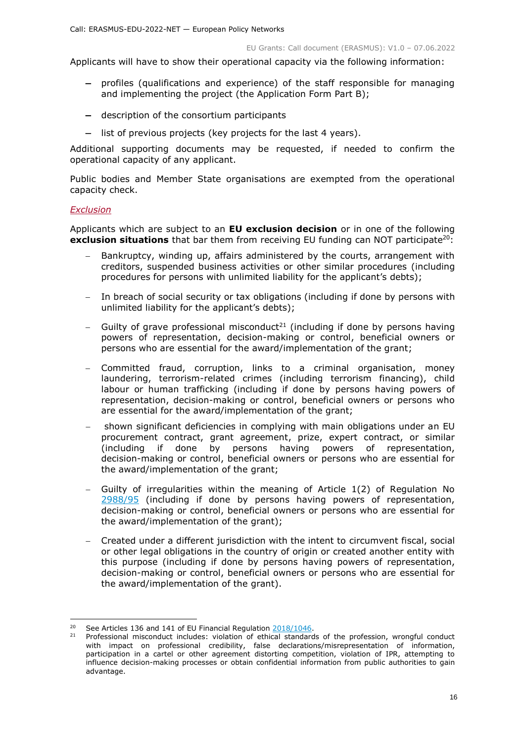Applicants will have to show their operational capacity via the following information:

- profiles (qualifications and experience) of the staff responsible for managing and implementing the project (the Application Form Part B);
- description of the consortium participants
- list of previous projects (key projects for the last 4 years).

Additional supporting documents may be requested, if needed to confirm the operational capacity of any applicant.

Public bodies and Member State organisations are exempted from the operational capacity check.

*Exclusion*

Applicants which are subject to an **EU exclusion decision** or in one of the following **exclusion situations** that bar them from receiving EU funding can NOT participate[20]:

- Bankruptcy, winding up, affairs administered by the courts, arrangement with creditors, suspended business activities or other similar procedures (including procedures for persons with unlimited liability for the applicant's debts);
- In breach of social security or tax obligations (including if done by persons with unlimited liability for the applicant's debts);
- Guilty of grave professional misconduct[21] (including if done by persons having powers of representation, decision-making or control, beneficial owners or persons who are essential for the award/implementation of the grant;
- Committed fraud, corruption, links to a criminal organisation, money laundering, terrorism-related crimes (including terrorism financing), child labour or human trafficking (including if done by persons having powers of representation, decision-making or control, beneficial owners or persons who are essential for the award/implementation of the grant;
- shown significant deficiencies in complying with main obligations under an EU procurement contract, grant agreement, prize, expert contract, or similar (including if done by persons having powers of representation, decision-making or control, beneficial owners or persons who are essential for the award/implementation of the grant;
- Guilty of irregularities within the meaning of Article 1(2) of Regulation No 2988/95 (including if done by persons having powers of representation, decision-making or control, beneficial owners or persons who are essential for the award/implementation of the grant);
- Created under a different jurisdiction with the intent to circumvent fiscal, social or other legal obligations in the country of origin or created another entity with this purpose (including if done by persons having powers of representation, decision-making or control, beneficial owners or persons who are essential for the award/implementation of the grant).

---

[20] See Articles 136 and 141 of EU Financial Regulation 2018/1046.

[21] Professional misconduct includes: violation of ethical standards of the profession, wrongful conduct with impact on professional credibility, false declarations/misrepresentation of information, participation in a cartel or other agreement distorting competition, violation of IPR, attempting to influence decision-making processes or obtain confidential information from public authorities to gain advantage.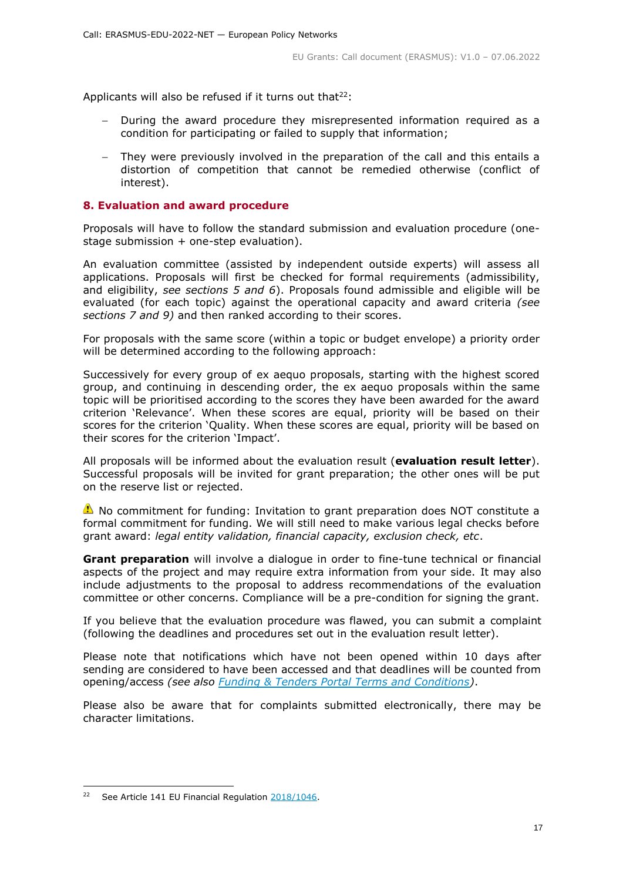Applicants will also be refused if it turns out that[22]:

- During the award procedure they misrepresented information required as a condition for participating or failed to supply that information;
- They were previously involved in the preparation of the call and this entails a distortion of competition that cannot be remedied otherwise (conflict of interest).

## 8. Evaluation and award procedure

Proposals will have to follow the standard submission and evaluation procedure (one-stage submission + one-step evaluation).

An evaluation committee (assisted by independent outside experts) will assess all applications. Proposals will first be checked for formal requirements (admissibility, and eligibility, *see sections 5 and 6*). Proposals found admissible and eligible will be evaluated (for each topic) against the operational capacity and award criteria *(see sections 7 and 9)* and then ranked according to their scores.

For proposals with the same score (within a topic or budget envelope) a priority order will be determined according to the following approach:

Successively for every group of ex aequo proposals, starting with the highest scored group, and continuing in descending order, the ex aequo proposals within the same topic will be prioritised according to the scores they have been awarded for the award criterion 'Relevance'. When these scores are equal, priority will be based on their scores for the criterion 'Quality. When these scores are equal, priority will be based on their scores for the criterion 'Impact'.

All proposals will be informed about the evaluation result (**evaluation result letter**). Successful proposals will be invited for grant preparation; the other ones will be put on the reserve list or rejected.

⚠ No commitment for funding: Invitation to grant preparation does NOT constitute a formal commitment for funding. We will still need to make various legal checks before grant award: *legal entity validation, financial capacity, exclusion check, etc*.

**Grant preparation** will involve a dialogue in order to fine-tune technical or financial aspects of the project and may require extra information from your side. It may also include adjustments to the proposal to address recommendations of the evaluation committee or other concerns. Compliance will be a pre-condition for signing the grant.

If you believe that the evaluation procedure was flawed, you can submit a complaint (following the deadlines and procedures set out in the evaluation result letter).

Please note that notifications which have not been opened within 10 days after sending are considered to have been accessed and that deadlines will be counted from opening/access *(see also Funding & Tenders Portal Terms and Conditions)*.

Please also be aware that for complaints submitted electronically, there may be character limitations.

---

[22] See Article 141 EU Financial Regulation 2018/1046.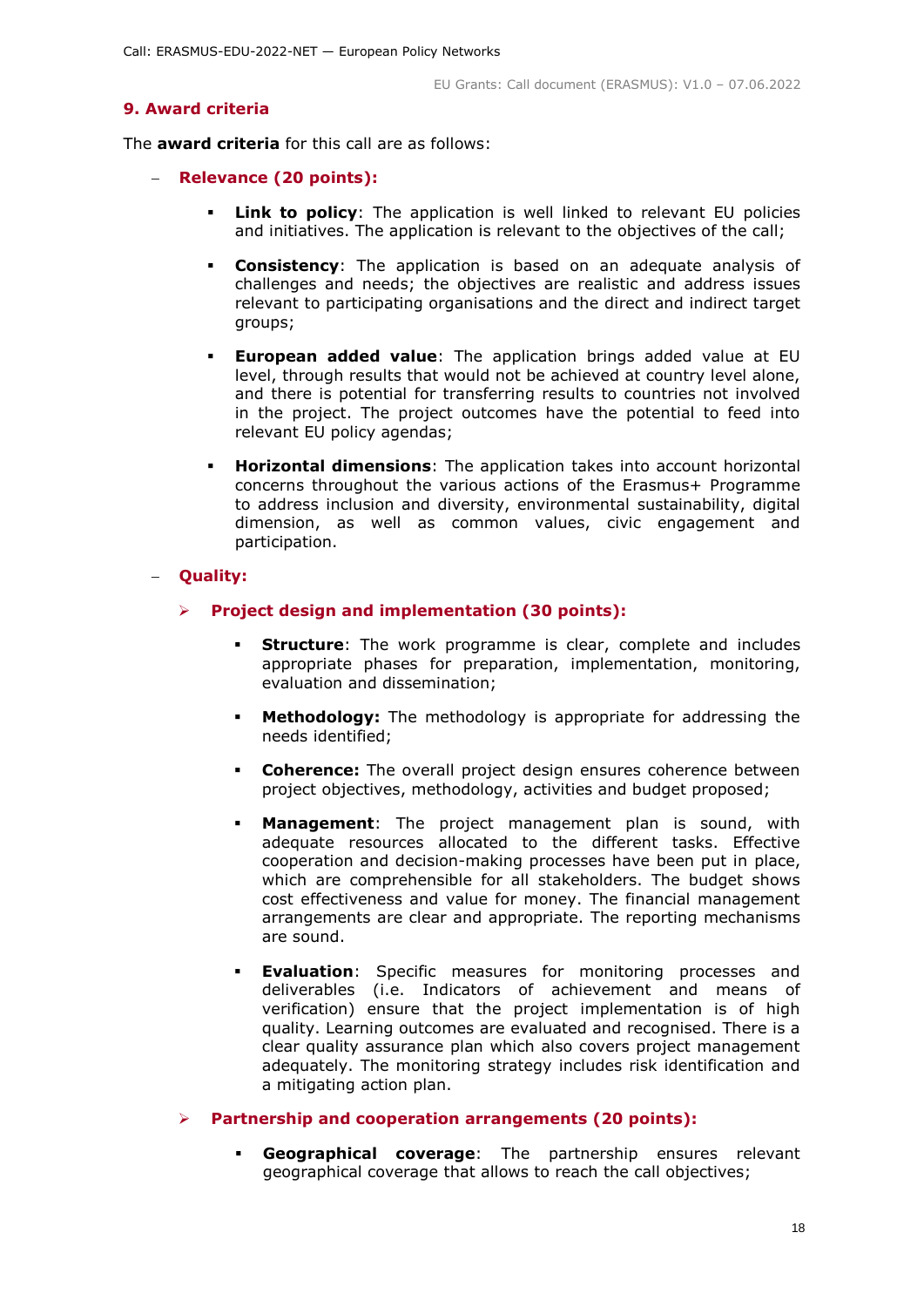## 9. Award criteria

The **award criteria** for this call are as follows:

- **Relevance (20 points):**

  - **Link to policy**: The application is well linked to relevant EU policies and initiatives. The application is relevant to the objectives of the call;

  - **Consistency**: The application is based on an adequate analysis of challenges and needs; the objectives are realistic and address issues relevant to participating organisations and the direct and indirect target groups;

  - **European added value**: The application brings added value at EU level, through results that would not be achieved at country level alone, and there is potential for transferring results to countries not involved in the project. The project outcomes have the potential to feed into relevant EU policy agendas;

  - **Horizontal dimensions**: The application takes into account horizontal concerns throughout the various actions of the Erasmus+ Programme to address inclusion and diversity, environmental sustainability, digital dimension, as well as common values, civic engagement and participation.

- **Quality:**

  - **Project design and implementation (30 points):**

    - **Structure**: The work programme is clear, complete and includes appropriate phases for preparation, implementation, monitoring, evaluation and dissemination;

    - **Methodology:** The methodology is appropriate for addressing the needs identified;

    - **Coherence:** The overall project design ensures coherence between project objectives, methodology, activities and budget proposed;

    - **Management**: The project management plan is sound, with adequate resources allocated to the different tasks. Effective cooperation and decision-making processes have been put in place, which are comprehensible for all stakeholders. The budget shows cost effectiveness and value for money. The financial management arrangements are clear and appropriate. The reporting mechanisms are sound.

    - **Evaluation**: Specific measures for monitoring processes and deliverables (i.e. Indicators of achievement and means of verification) ensure that the project implementation is of high quality. Learning outcomes are evaluated and recognised. There is a clear quality assurance plan which also covers project management adequately. The monitoring strategy includes risk identification and a mitigating action plan.

  - **Partnership and cooperation arrangements (20 points):**

    - **Geographical coverage**: The partnership ensures relevant geographical coverage that allows to reach the call objectives;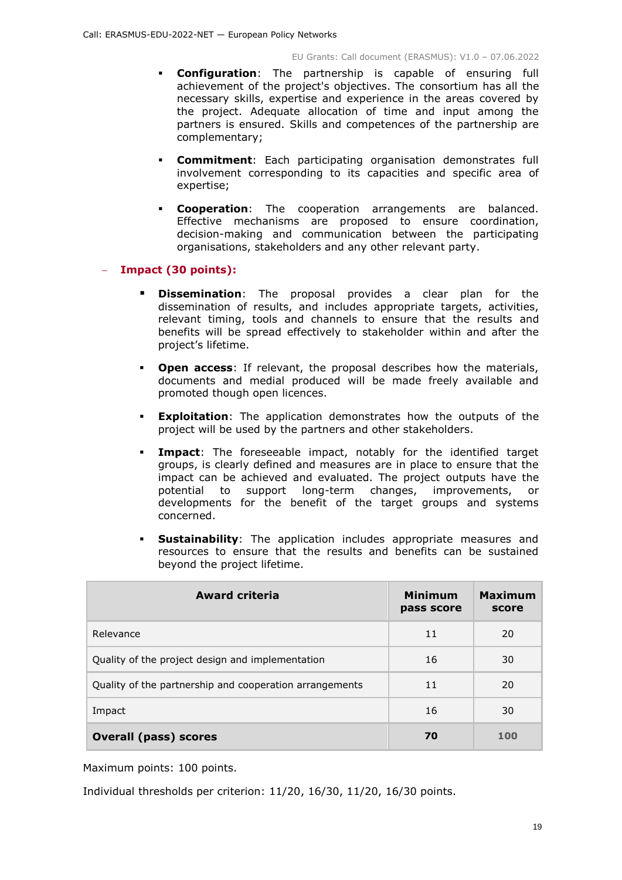- **Configuration**: The partnership is capable of ensuring full achievement of the project's objectives. The consortium has all the necessary skills, expertise and experience in the areas covered by the project. Adequate allocation of time and input among the partners is ensured. Skills and competences of the partnership are complementary;

- **Commitment**: Each participating organisation demonstrates full involvement corresponding to its capacities and specific area of expertise;

- **Cooperation**: The cooperation arrangements are balanced. Effective mechanisms are proposed to ensure coordination, decision-making and communication between the participating organisations, stakeholders and any other relevant party.

– **Impact (30 points):**

- **Dissemination**: The proposal provides a clear plan for the dissemination of results, and includes appropriate targets, activities, relevant timing, tools and channels to ensure that the results and benefits will be spread effectively to stakeholder within and after the project's lifetime.

- **Open access**: If relevant, the proposal describes how the materials, documents and medial produced will be made freely available and promoted though open licences.

- **Exploitation**: The application demonstrates how the outputs of the project will be used by the partners and other stakeholders.

- **Impact**: The foreseeable impact, notably for the identified target groups, is clearly defined and measures are in place to ensure that the impact can be achieved and evaluated. The project outputs have the potential to support long-term changes, improvements, or developments for the benefit of the target groups and systems concerned.

- **Sustainability**: The application includes appropriate measures and resources to ensure that the results and benefits can be sustained beyond the project lifetime.

| Award criteria | Minimum pass score | Maximum score |
|---|---|---|
| Relevance | 11 | 20 |
| Quality of the project design and implementation | 16 | 30 |
| Quality of the partnership and cooperation arrangements | 11 | 20 |
| Impact | 16 | 30 |
| **Overall (pass) scores** | **70** | **100** |

Maximum points: 100 points.

Individual thresholds per criterion: 11/20, 16/30, 11/20, 16/30 points.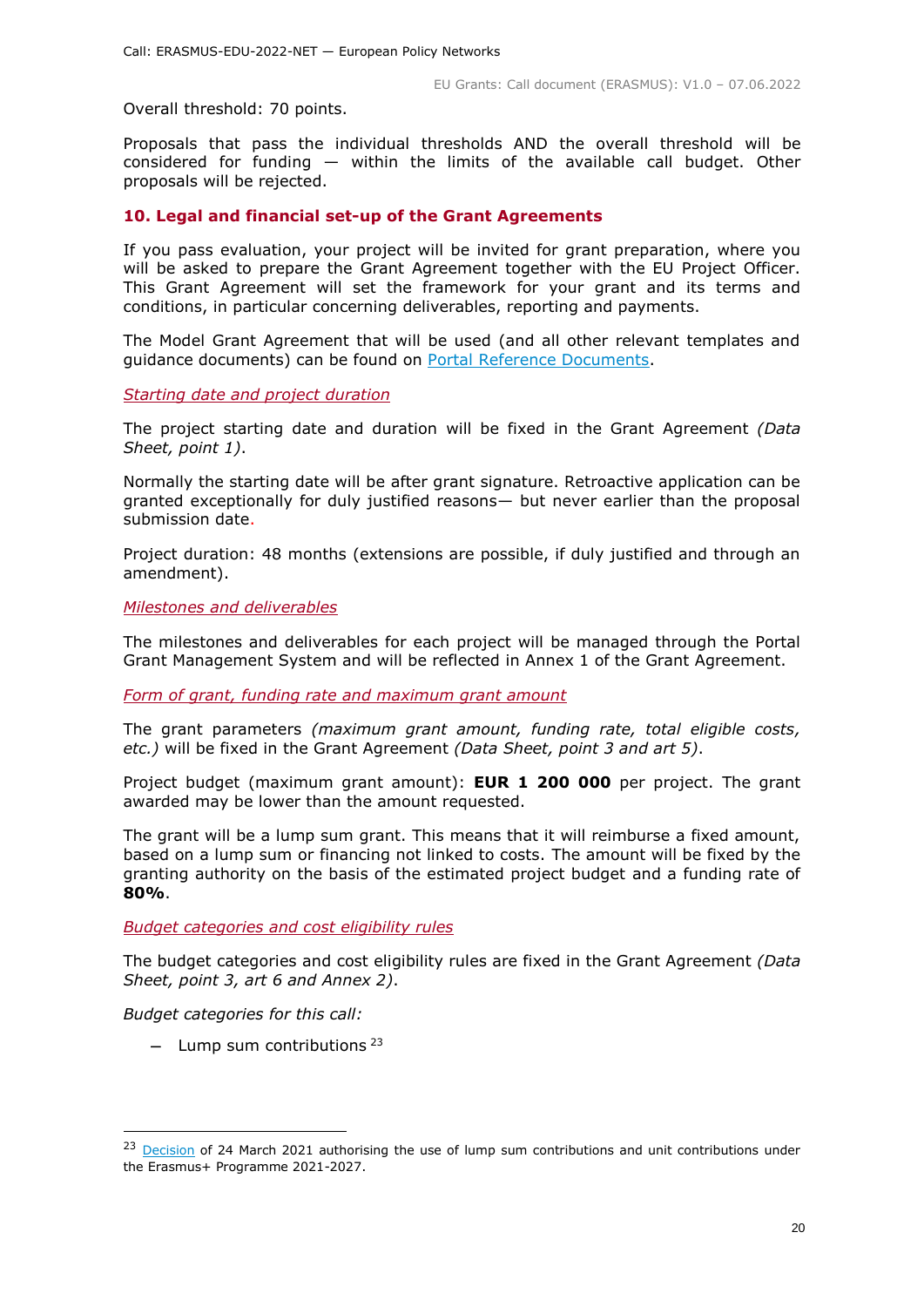Overall threshold: 70 points.

Proposals that pass the individual thresholds AND the overall threshold will be considered for funding — within the limits of the available call budget. Other proposals will be rejected.

## 10. Legal and financial set-up of the Grant Agreements

If you pass evaluation, your project will be invited for grant preparation, where you will be asked to prepare the Grant Agreement together with the EU Project Officer. This Grant Agreement will set the framework for your grant and its terms and conditions, in particular concerning deliverables, reporting and payments.

The Model Grant Agreement that will be used (and all other relevant templates and guidance documents) can be found on [Portal Reference Documents](Portal Reference Documents).

*Starting date and project duration*

The project starting date and duration will be fixed in the Grant Agreement *(Data Sheet, point 1)*.

Normally the starting date will be after grant signature. Retroactive application can be granted exceptionally for duly justified reasons— but never earlier than the proposal submission date.

Project duration: 48 months (extensions are possible, if duly justified and through an amendment).

*Milestones and deliverables*

The milestones and deliverables for each project will be managed through the Portal Grant Management System and will be reflected in Annex 1 of the Grant Agreement.

*Form of grant, funding rate and maximum grant amount*

The grant parameters *(maximum grant amount, funding rate, total eligible costs, etc.)* will be fixed in the Grant Agreement *(Data Sheet, point 3 and art 5)*.

Project budget (maximum grant amount): **EUR 1 200 000** per project. The grant awarded may be lower than the amount requested.

The grant will be a lump sum grant. This means that it will reimburse a fixed amount, based on a lump sum or financing not linked to costs. The amount will be fixed by the granting authority on the basis of the estimated project budget and a funding rate of **80%**.

*Budget categories and cost eligibility rules*

The budget categories and cost eligibility rules are fixed in the Grant Agreement *(Data Sheet, point 3, art 6 and Annex 2)*.

*Budget categories for this call:*

- Lump sum contributions [23]

---

[23] Decision of 24 March 2021 authorising the use of lump sum contributions and unit contributions under the Erasmus+ Programme 2021-2027.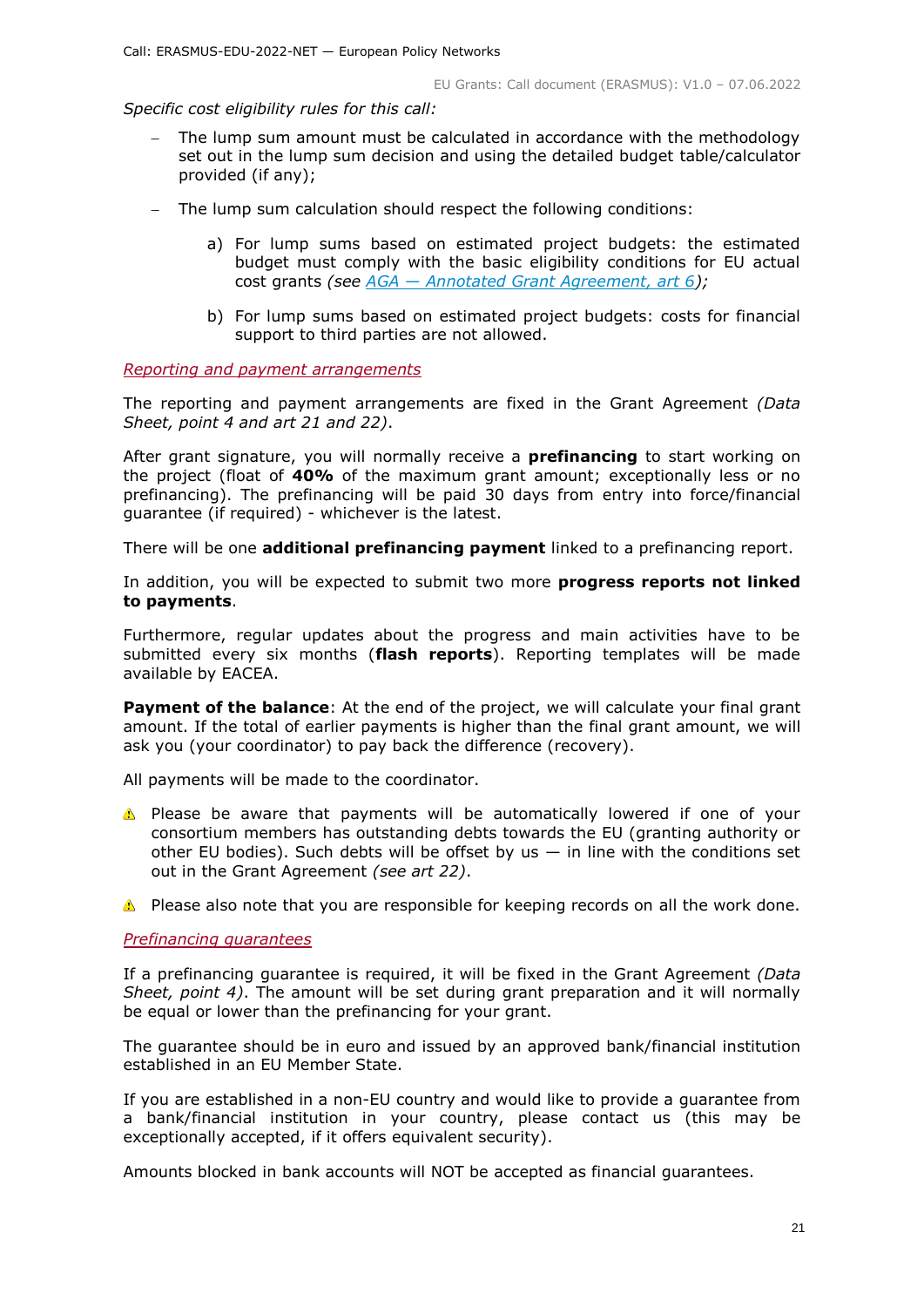*Specific cost eligibility rules for this call:*

- The lump sum amount must be calculated in accordance with the methodology set out in the lump sum decision and using the detailed budget table/calculator provided (if any);
- The lump sum calculation should respect the following conditions:
    a) For lump sums based on estimated project budgets: the estimated budget must comply with the basic eligibility conditions for EU actual cost grants *(see AGA — Annotated Grant Agreement, art 6);*
    b) For lump sums based on estimated project budgets: costs for financial support to third parties are not allowed.

*Reporting and payment arrangements*

The reporting and payment arrangements are fixed in the Grant Agreement *(Data Sheet, point 4 and art 21 and 22)*.

After grant signature, you will normally receive a **prefinancing** to start working on the project (float of **40%** of the maximum grant amount; exceptionally less or no prefinancing). The prefinancing will be paid 30 days from entry into force/financial guarantee (if required) - whichever is the latest.

There will be one **additional prefinancing payment** linked to a prefinancing report.

In addition, you will be expected to submit two more **progress reports not linked to payments**.

Furthermore, regular updates about the progress and main activities have to be submitted every six months (**flash reports**). Reporting templates will be made available by EACEA.

**Payment of the balance**: At the end of the project, we will calculate your final grant amount. If the total of earlier payments is higher than the final grant amount, we will ask you (your coordinator) to pay back the difference (recovery).

All payments will be made to the coordinator.

⚠ Please be aware that payments will be automatically lowered if one of your consortium members has outstanding debts towards the EU (granting authority or other EU bodies). Such debts will be offset by us — in line with the conditions set out in the Grant Agreement *(see art 22)*.

⚠ Please also note that you are responsible for keeping records on all the work done.

*Prefinancing guarantees*

If a prefinancing guarantee is required, it will be fixed in the Grant Agreement *(Data Sheet, point 4)*. The amount will be set during grant preparation and it will normally be equal or lower than the prefinancing for your grant.

The guarantee should be in euro and issued by an approved bank/financial institution established in an EU Member State.

If you are established in a non-EU country and would like to provide a guarantee from a bank/financial institution in your country, please contact us (this may be exceptionally accepted, if it offers equivalent security).

Amounts blocked in bank accounts will NOT be accepted as financial guarantees.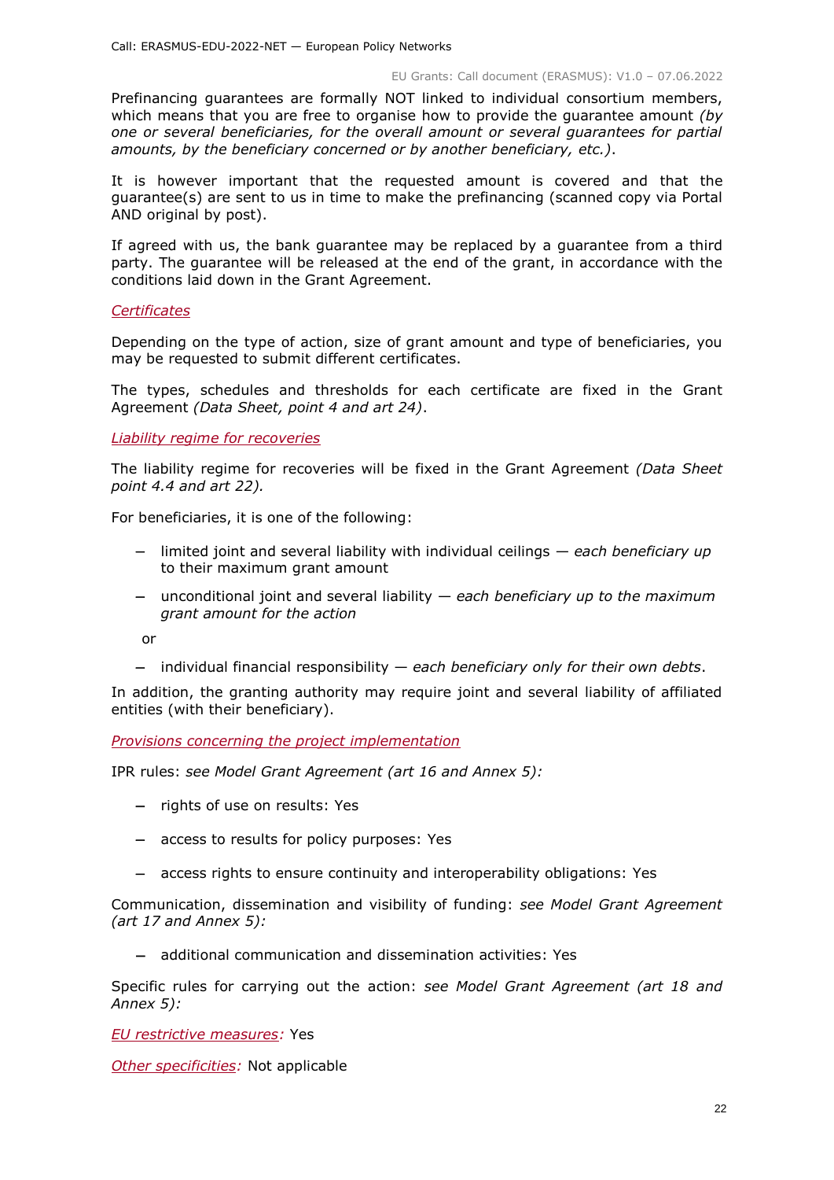Prefinancing guarantees are formally NOT linked to individual consortium members, which means that you are free to organise how to provide the guarantee amount *(by one or several beneficiaries, for the overall amount or several guarantees for partial amounts, by the beneficiary concerned or by another beneficiary, etc.)*.

It is however important that the requested amount is covered and that the guarantee(s) are sent to us in time to make the prefinancing (scanned copy via Portal AND original by post).

If agreed with us, the bank guarantee may be replaced by a guarantee from a third party. The guarantee will be released at the end of the grant, in accordance with the conditions laid down in the Grant Agreement.

*Certificates*

Depending on the type of action, size of grant amount and type of beneficiaries, you may be requested to submit different certificates.

The types, schedules and thresholds for each certificate are fixed in the Grant Agreement *(Data Sheet, point 4 and art 24)*.

*Liability regime for recoveries*

The liability regime for recoveries will be fixed in the Grant Agreement *(Data Sheet point 4.4 and art 22).*

For beneficiaries, it is one of the following:

- limited joint and several liability with individual ceilings — *each beneficiary up to their maximum grant amount*
- unconditional joint and several liability — *each beneficiary up to the maximum grant amount for the action*

or

- individual financial responsibility — *each beneficiary only for their own debts*.

In addition, the granting authority may require joint and several liability of affiliated entities (with their beneficiary).

*Provisions concerning the project implementation*

IPR rules: *see Model Grant Agreement (art 16 and Annex 5):*

- rights of use on results: Yes
- access to results for policy purposes: Yes
- access rights to ensure continuity and interoperability obligations: Yes

Communication, dissemination and visibility of funding: *see Model Grant Agreement (art 17 and Annex 5):*

- additional communication and dissemination activities: Yes

Specific rules for carrying out the action: *see Model Grant Agreement (art 18 and Annex 5):*

*EU restrictive measures:* Yes

*Other specificities:* Not applicable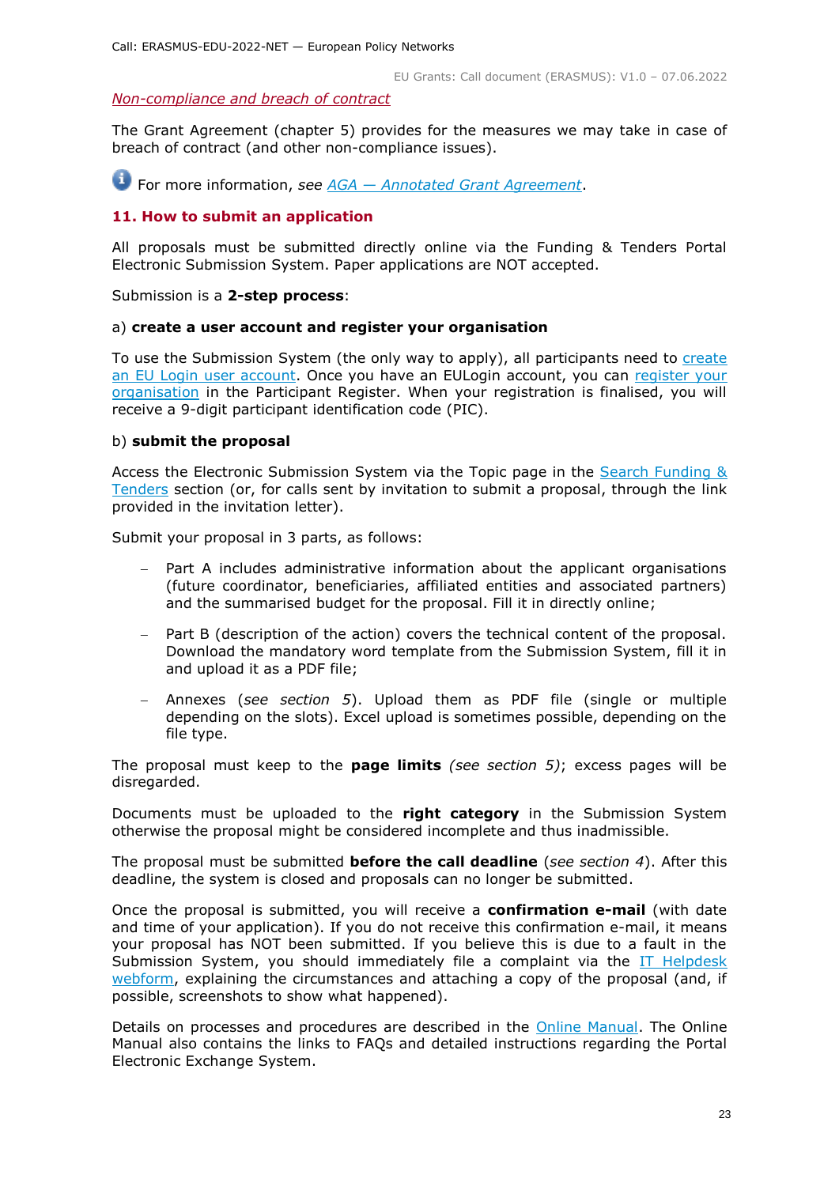*Non-compliance and breach of contract*

The Grant Agreement (chapter 5) provides for the measures we may take in case of breach of contract (and other non-compliance issues).

For more information, *see AGA — Annotated Grant Agreement*.

## 11. How to submit an application

All proposals must be submitted directly online via the Funding & Tenders Portal Electronic Submission System. Paper applications are NOT accepted.

Submission is a **2-step process**:

a) **create a user account and register your organisation**

To use the Submission System (the only way to apply), all participants need to create an EU Login user account. Once you have an EULogin account, you can register your organisation in the Participant Register. When your registration is finalised, you will receive a 9-digit participant identification code (PIC).

b) **submit the proposal**

Access the Electronic Submission System via the Topic page in the Search Funding & Tenders section (or, for calls sent by invitation to submit a proposal, through the link provided in the invitation letter).

Submit your proposal in 3 parts, as follows:

- Part A includes administrative information about the applicant organisations (future coordinator, beneficiaries, affiliated entities and associated partners) and the summarised budget for the proposal. Fill it in directly online;
- Part B (description of the action) covers the technical content of the proposal. Download the mandatory word template from the Submission System, fill it in and upload it as a PDF file;
- Annexes (*see section 5*). Upload them as PDF file (single or multiple depending on the slots). Excel upload is sometimes possible, depending on the file type.

The proposal must keep to the **page limits** *(see section 5)*; excess pages will be disregarded.

Documents must be uploaded to the **right category** in the Submission System otherwise the proposal might be considered incomplete and thus inadmissible.

The proposal must be submitted **before the call deadline** (*see section 4*). After this deadline, the system is closed and proposals can no longer be submitted.

Once the proposal is submitted, you will receive a **confirmation e-mail** (with date and time of your application). If you do not receive this confirmation e-mail, it means your proposal has NOT been submitted. If you believe this is due to a fault in the Submission System, you should immediately file a complaint via the IT Helpdesk webform, explaining the circumstances and attaching a copy of the proposal (and, if possible, screenshots to show what happened).

Details on processes and procedures are described in the Online Manual. The Online Manual also contains the links to FAQs and detailed instructions regarding the Portal Electronic Exchange System.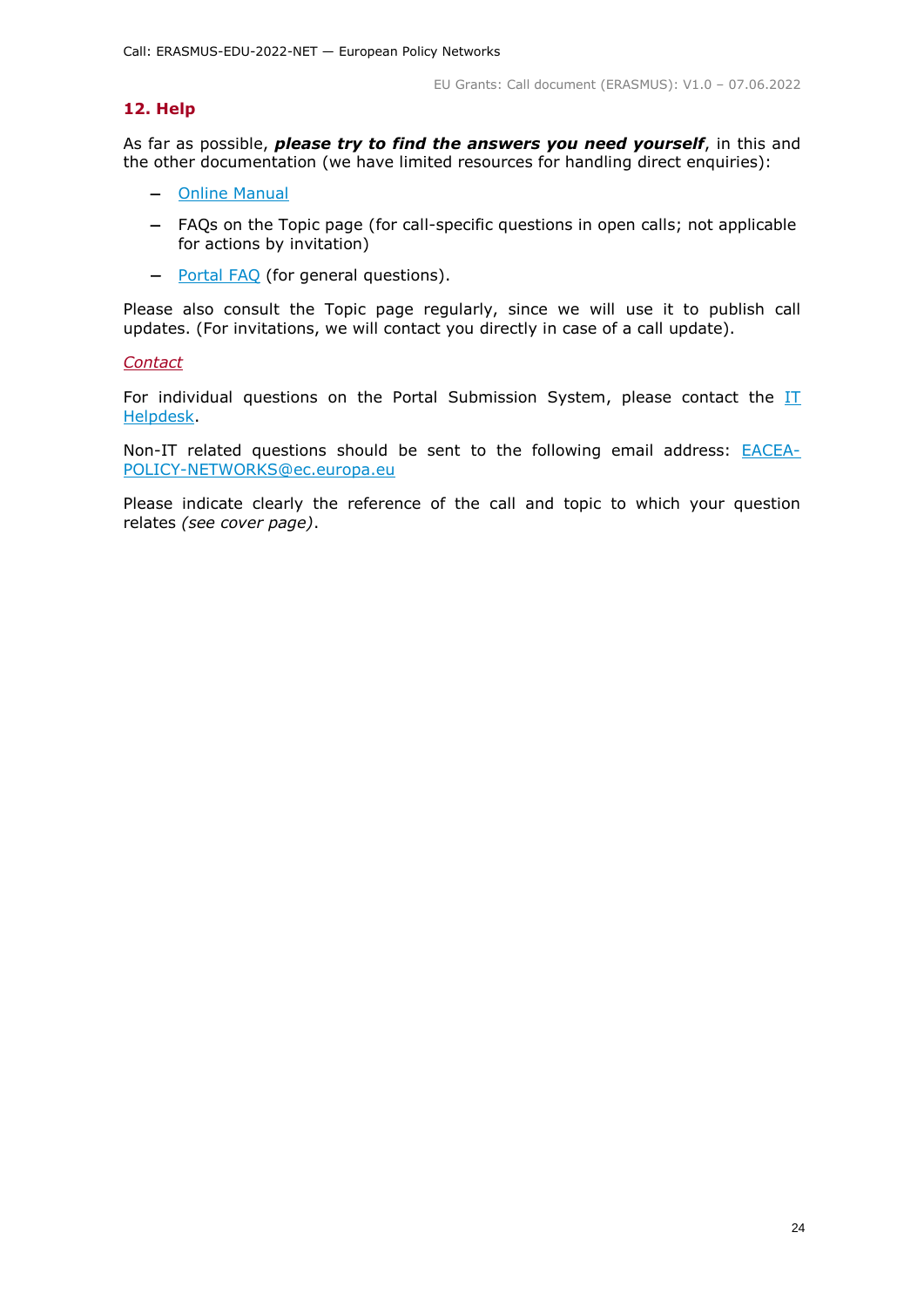## 12. Help

As far as possible, ***please try to find the answers you need yourself***, in this and the other documentation (we have limited resources for handling direct enquiries):

- Online Manual
- FAQs on the Topic page (for call-specific questions in open calls; not applicable for actions by invitation)
- Portal FAQ (for general questions).

Please also consult the Topic page regularly, since we will use it to publish call updates. (For invitations, we will contact you directly in case of a call update).

*Contact*

For individual questions on the Portal Submission System, please contact the IT Helpdesk.

Non-IT related questions should be sent to the following email address: EACEA-POLICY-NETWORKS@ec.europa.eu

Please indicate clearly the reference of the call and topic to which your question relates *(see cover page)*.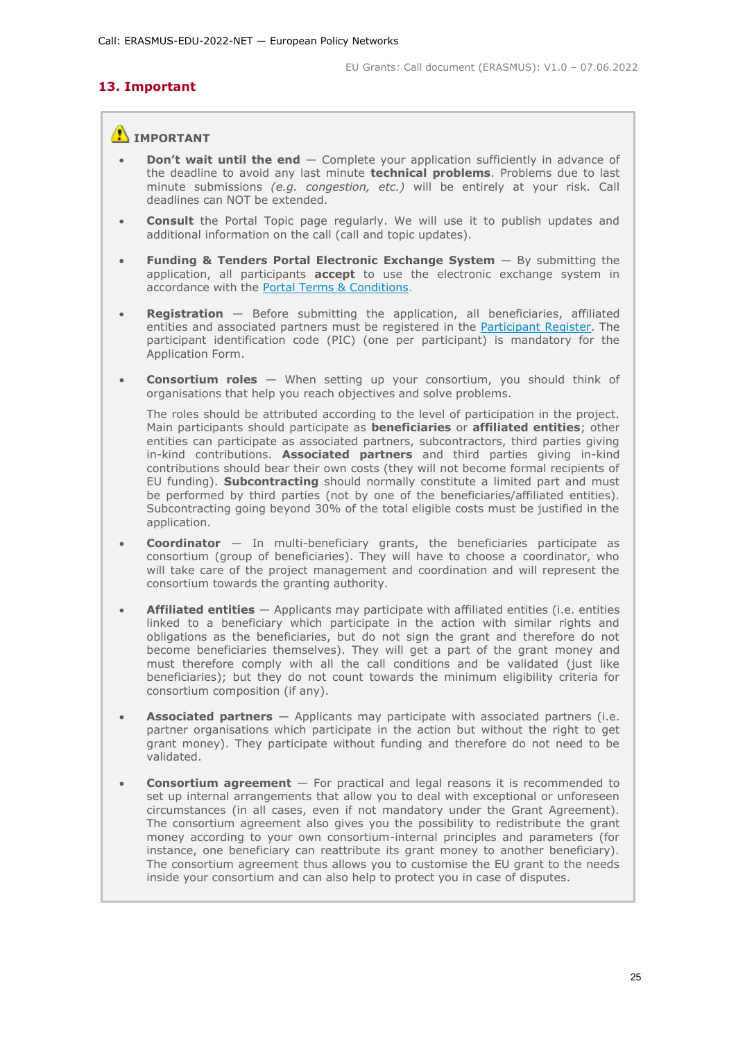## 13. Important

⚠ **IMPORTANT**

- **Don't wait until the end** — Complete your application sufficiently in advance of the deadline to avoid any last minute **technical problems**. Problems due to last minute submissions *(e.g. congestion, etc.)* will be entirely at your risk. Call deadlines can NOT be extended.
- **Consult** the Portal Topic page regularly. We will use it to publish updates and additional information on the call (call and topic updates).
- **Funding & Tenders Portal Electronic Exchange System** — By submitting the application, all participants **accept** to use the electronic exchange system in accordance with the Portal Terms & Conditions.
- **Registration** — Before submitting the application, all beneficiaries, affiliated entities and associated partners must be registered in the Participant Register. The participant identification code (PIC) (one per participant) is mandatory for the Application Form.
- **Consortium roles** — When setting up your consortium, you should think of organisations that help you reach objectives and solve problems.

  The roles should be attributed according to the level of participation in the project. Main participants should participate as **beneficiaries** or **affiliated entities**; other entities can participate as associated partners, subcontractors, third parties giving in-kind contributions. **Associated partners** and third parties giving in-kind contributions should bear their own costs (they will not become formal recipients of EU funding). **Subcontracting** should normally constitute a limited part and must be performed by third parties (not by one of the beneficiaries/affiliated entities). Subcontracting going beyond 30% of the total eligible costs must be justified in the application.
- **Coordinator** — In multi-beneficiary grants, the beneficiaries participate as consortium (group of beneficiaries). They will have to choose a coordinator, who will take care of the project management and coordination and will represent the consortium towards the granting authority.
- **Affiliated entities** — Applicants may participate with affiliated entities (i.e. entities linked to a beneficiary which participate in the action with similar rights and obligations as the beneficiaries, but do not sign the grant and therefore do not become beneficiaries themselves). They will get a part of the grant money and must therefore comply with all the call conditions and be validated (just like beneficiaries); but they do not count towards the minimum eligibility criteria for consortium composition (if any).
- **Associated partners** — Applicants may participate with associated partners (i.e. partner organisations which participate in the action but without the right to get grant money). They participate without funding and therefore do not need to be validated.
- **Consortium agreement** — For practical and legal reasons it is recommended to set up internal arrangements that allow you to deal with exceptional or unforeseen circumstances (in all cases, even if not mandatory under the Grant Agreement). The consortium agreement also gives you the possibility to redistribute the grant money according to your own consortium-internal principles and parameters (for instance, one beneficiary can reattribute its grant money to another beneficiary). The consortium agreement thus allows you to customise the EU grant to the needs inside your consortium and can also help to protect you in case of disputes.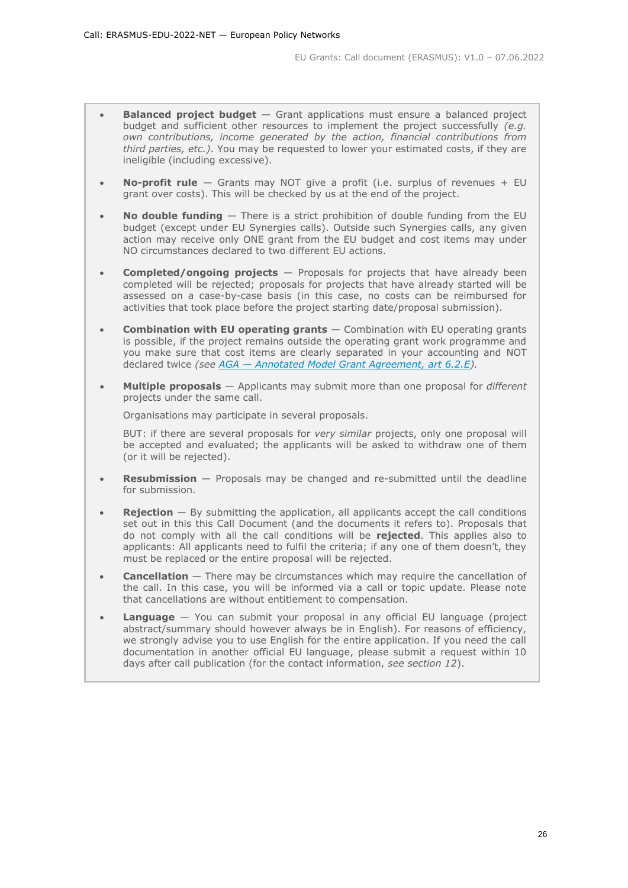- **Balanced project budget** — Grant applications must ensure a balanced project budget and sufficient other resources to implement the project successfully *(e.g. own contributions, income generated by the action, financial contributions from third parties, etc.)*. You may be requested to lower your estimated costs, if they are ineligible (including excessive).

- **No-profit rule** — Grants may NOT give a profit (i.e. surplus of revenues + EU grant over costs). This will be checked by us at the end of the project.

- **No double funding** — There is a strict prohibition of double funding from the EU budget (except under EU Synergies calls). Outside such Synergies calls, any given action may receive only ONE grant from the EU budget and cost items may under NO circumstances declared to two different EU actions.

- **Completed/ongoing projects** — Proposals for projects that have already been completed will be rejected; proposals for projects that have already started will be assessed on a case-by-case basis (in this case, no costs can be reimbursed for activities that took place before the project starting date/proposal submission).

- **Combination with EU operating grants** — Combination with EU operating grants is possible, if the project remains outside the operating grant work programme and you make sure that cost items are clearly separated in your accounting and NOT declared twice *(see AGA — Annotated Model Grant Agreement, art 6.2.E)*.

- **Multiple proposals** — Applicants may submit more than one proposal for *different* projects under the same call.

  Organisations may participate in several proposals.

  BUT: if there are several proposals for *very similar* projects, only one proposal will be accepted and evaluated; the applicants will be asked to withdraw one of them (or it will be rejected).

- **Resubmission** — Proposals may be changed and re-submitted until the deadline for submission.

- **Rejection** — By submitting the application, all applicants accept the call conditions set out in this this Call Document (and the documents it refers to). Proposals that do not comply with all the call conditions will be **rejected**. This applies also to applicants: All applicants need to fulfil the criteria; if any one of them doesn't, they must be replaced or the entire proposal will be rejected.

- **Cancellation** — There may be circumstances which may require the cancellation of the call. In this case, you will be informed via a call or topic update. Please note that cancellations are without entitlement to compensation.

- **Language** — You can submit your proposal in any official EU language (project abstract/summary should however always be in English). For reasons of efficiency, we strongly advise you to use English for the entire application. If you need the call documentation in another official EU language, please submit a request within 10 days after call publication (for the contact information, *see section 12*).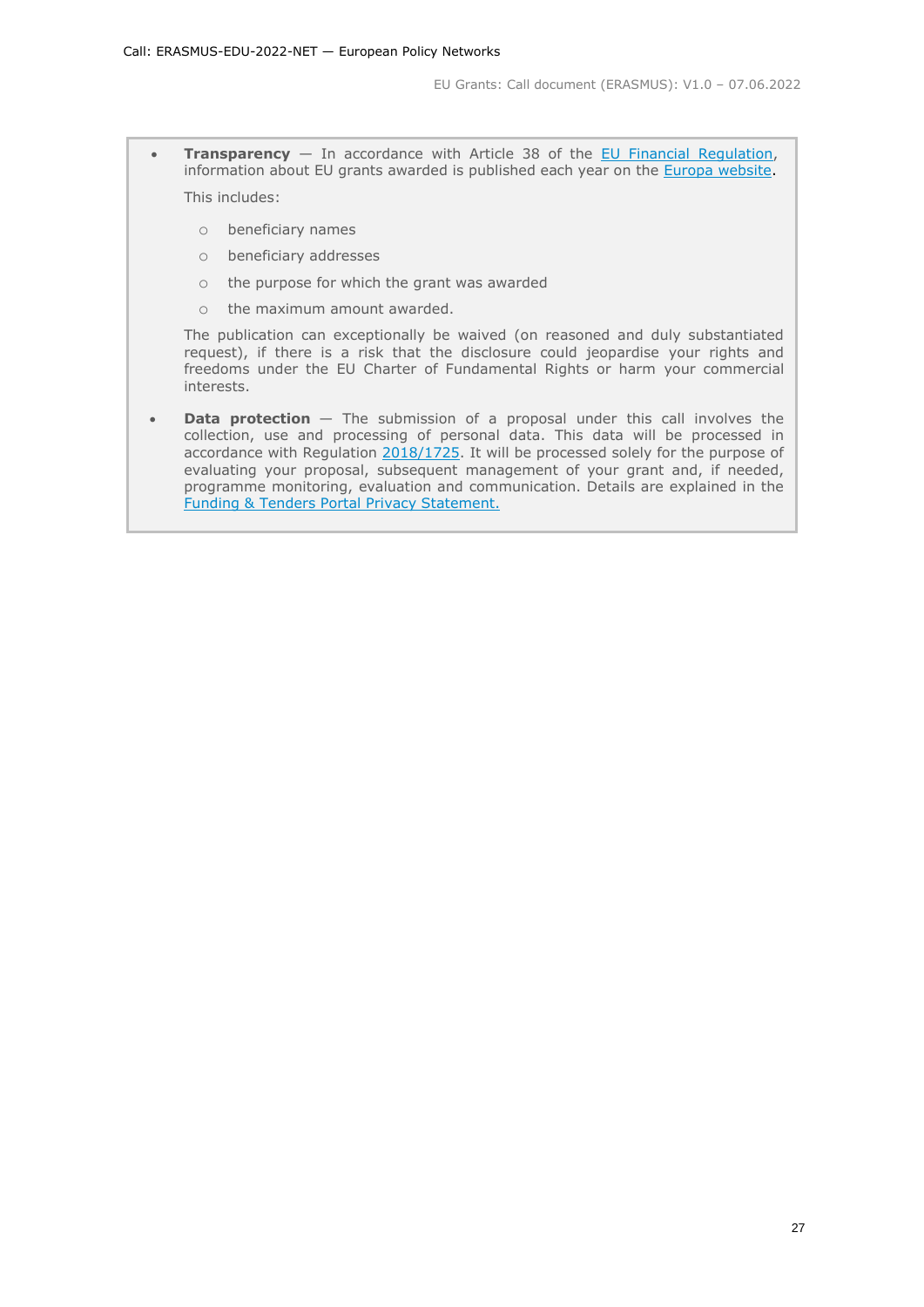- **Transparency** — In accordance with Article 38 of the EU Financial Regulation, information about EU grants awarded is published each year on the Europa website.

  This includes:

  - beneficiary names
  - beneficiary addresses
  - the purpose for which the grant was awarded
  - the maximum amount awarded.

  The publication can exceptionally be waived (on reasoned and duly substantiated request), if there is a risk that the disclosure could jeopardise your rights and freedoms under the EU Charter of Fundamental Rights or harm your commercial interests.

- **Data protection** — The submission of a proposal under this call involves the collection, use and processing of personal data. This data will be processed in accordance with Regulation 2018/1725. It will be processed solely for the purpose of evaluating your proposal, subsequent management of your grant and, if needed, programme monitoring, evaluation and communication. Details are explained in the Funding & Tenders Portal Privacy Statement.